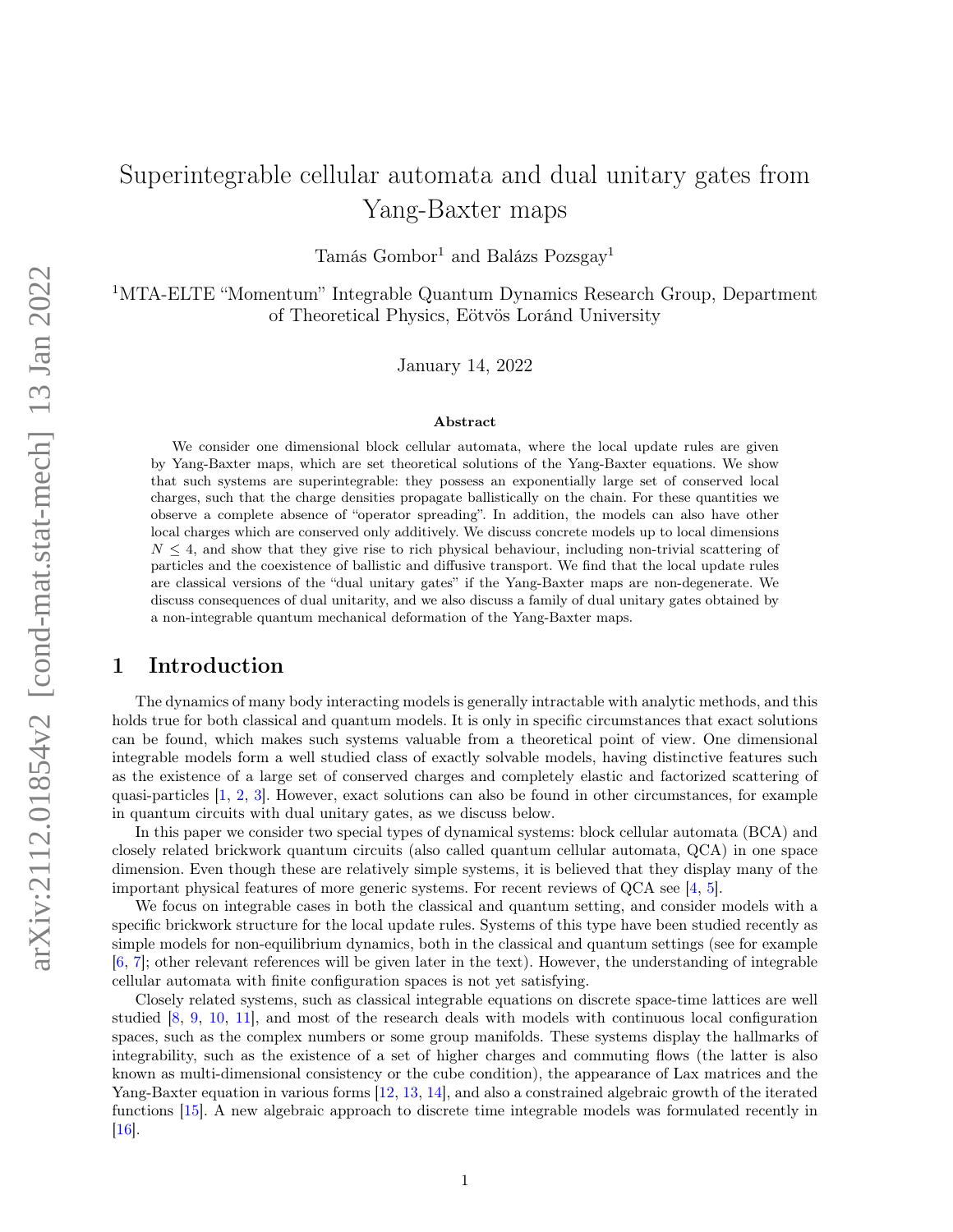# Superintegrable cellular automata and dual unitary gates from Yang-Baxter maps

Tamás Gombor[1] and Balázs Pozsgay[1]

[1]MTA-ELTE "Momentum" Integrable Quantum Dynamics Research Group, Department of Theoretical Physics, Eötvös Loránd University

January 14, 2022

### Abstract

We consider one dimensional block cellular automata, where the local update rules are given by Yang-Baxter maps, which are set theoretical solutions of the Yang-Baxter equations. We show that such systems are superintegrable: they possess an exponentially large set of conserved local charges, such that the charge densities propagate ballistically on the chain. For these quantities we observe a complete absence of "operator spreading". In addition, the models can also have other local charges which are conserved only additively. We discuss concrete models up to local dimensions $N \leq 4$, and show that they give rise to rich physical behaviour, including non-trivial scattering of particles and the coexistence of ballistic and diffusive transport. We find that the local update rules are classical versions of the "dual unitary gates" if the Yang-Baxter maps are non-degenerate. We discuss consequences of dual unitarity, and we also discuss a family of dual unitary gates obtained by a non-integrable quantum mechanical deformation of the Yang-Baxter maps.

## 1 Introduction

The dynamics of many body interacting models is generally intractable with analytic methods, and this holds true for both classical and quantum models. It is only in specific circumstances that exact solutions can be found, which makes such systems valuable from a theoretical point of view. One dimensional integrable models form a well studied class of exactly solvable models, having distinctive features such as the existence of a large set of conserved charges and completely elastic and factorized scattering of quasi-particles [1, 2, 3]. However, exact solutions can also be found in other circumstances, for example in quantum circuits with dual unitary gates, as we discuss below.

In this paper we consider two special types of dynamical systems: block cellular automata (BCA) and closely related brickwork quantum circuits (also called quantum cellular automata, QCA) in one space dimension. Even though these are relatively simple systems, it is believed that they display many of the important physical features of more generic systems. For recent reviews of QCA see [4, 5].

We focus on integrable cases in both the classical and quantum setting, and consider models with a specific brickwork structure for the local update rules. Systems of this type have been studied recently as simple models for non-equilibrium dynamics, both in the classical and quantum settings (see for example [6, 7]; other relevant references will be given later in the text). However, the understanding of integrable cellular automata with finite configuration spaces is not yet satisfying.

Closely related systems, such as classical integrable equations on discrete space-time lattices are well studied [8, 9, 10, 11], and most of the research deals with models with continuous local configuration spaces, such as the complex numbers or some group manifolds. These systems display the hallmarks of integrability, such as the existence of a set of higher charges and commuting flows (the latter is also known as multi-dimensional consistency or the cube condition), the appearance of Lax matrices and the Yang-Baxter equation in various forms [12, 13, 14], and also a constrained algebraic growth of the iterated functions [15]. A new algebraic approach to discrete time integrable models was formulated recently in [16].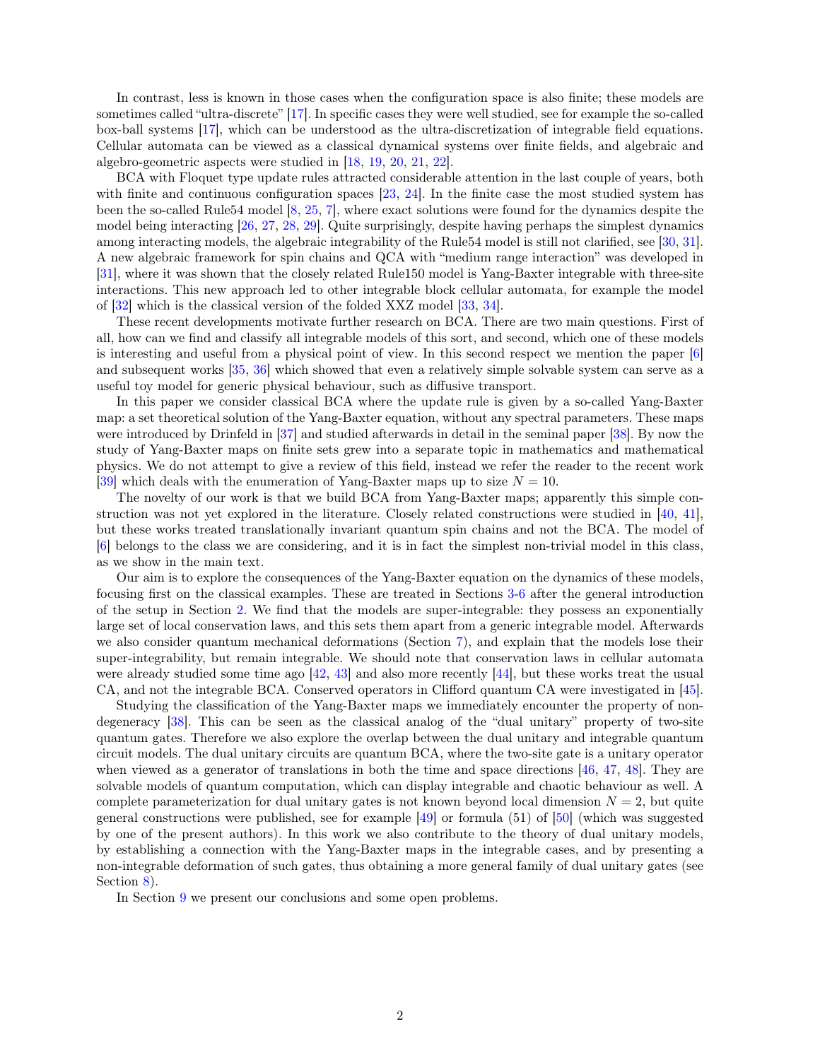In contrast, less is known in those cases when the configuration space is also finite; these models are sometimes called "ultra-discrete" [17]. In specific cases they were well studied, see for example the so-called box-ball systems [17], which can be understood as the ultra-discretization of integrable field equations. Cellular automata can be viewed as a classical dynamical systems over finite fields, and algebraic and algebro-geometric aspects were studied in [18, 19, 20, 21, 22].

BCA with Floquet type update rules attracted considerable attention in the last couple of years, both with finite and continuous configuration spaces [23, 24]. In the finite case the most studied system has been the so-called Rule54 model [8, 25, 7], where exact solutions were found for the dynamics despite the model being interacting [26, 27, 28, 29]. Quite surprisingly, despite having perhaps the simplest dynamics among interacting models, the algebraic integrability of the Rule54 model is still not clarified, see [30, 31]. A new algebraic framework for spin chains and QCA with "medium range interaction" was developed in [31], where it was shown that the closely related Rule150 model is Yang-Baxter integrable with three-site interactions. This new approach led to other integrable block cellular automata, for example the model of [32] which is the classical version of the folded XXZ model [33, 34].

These recent developments motivate further research on BCA. There are two main questions. First of all, how can we find and classify all integrable models of this sort, and second, which one of these models is interesting and useful from a physical point of view. In this second respect we mention the paper [6] and subsequent works [35, 36] which showed that even a relatively simple solvable system can serve as a useful toy model for generic physical behaviour, such as diffusive transport.

In this paper we consider classical BCA where the update rule is given by a so-called Yang-Baxter map: a set theoretical solution of the Yang-Baxter equation, without any spectral parameters. These maps were introduced by Drinfeld in [37] and studied afterwards in detail in the seminal paper [38]. By now the study of Yang-Baxter maps on finite sets grew into a separate topic in mathematics and mathematical physics. We do not attempt to give a review of this field, instead we refer the reader to the recent work [39] which deals with the enumeration of Yang-Baxter maps up to size $N = 10$.

The novelty of our work is that we build BCA from Yang-Baxter maps; apparently this simple construction was not yet explored in the literature. Closely related constructions were studied in [40, 41], but these works treated translationally invariant quantum spin chains and not the BCA. The model of [6] belongs to the class we are considering, and it is in fact the simplest non-trivial model in this class, as we show in the main text.

Our aim is to explore the consequences of the Yang-Baxter equation on the dynamics of these models, focusing first on the classical examples. These are treated in Sections 3-6 after the general introduction of the setup in Section 2. We find that the models are super-integrable: they possess an exponentially large set of local conservation laws, and this sets them apart from a generic integrable model. Afterwards we also consider quantum mechanical deformations (Section 7), and explain that the models lose their super-integrability, but remain integrable. We should note that conservation laws in cellular automata were already studied some time ago [42, 43] and also more recently [44], but these works treat the usual CA, and not the integrable BCA. Conserved operators in Clifford quantum CA were investigated in [45].

Studying the classification of the Yang-Baxter maps we immediately encounter the property of non-degeneracy [38]. This can be seen as the classical analog of the "dual unitary" property of two-site quantum gates. Therefore we also explore the overlap between the dual unitary and integrable quantum circuit models. The dual unitary circuits are quantum BCA, where the two-site gate is a unitary operator when viewed as a generator of translations in both the time and space directions [46, 47, 48]. They are solvable models of quantum computation, which can display integrable and chaotic behaviour as well. A complete parameterization for dual unitary gates is not known beyond local dimension $N = 2$, but quite general constructions were published, see for example [49] or formula (51) of [50] (which was suggested by one of the present authors). In this work we also contribute to the theory of dual unitary models, by establishing a connection with the Yang-Baxter maps in the integrable cases, and by presenting a non-integrable deformation of such gates, thus obtaining a more general family of dual unitary gates (see Section 8).

In Section 9 we present our conclusions and some open problems.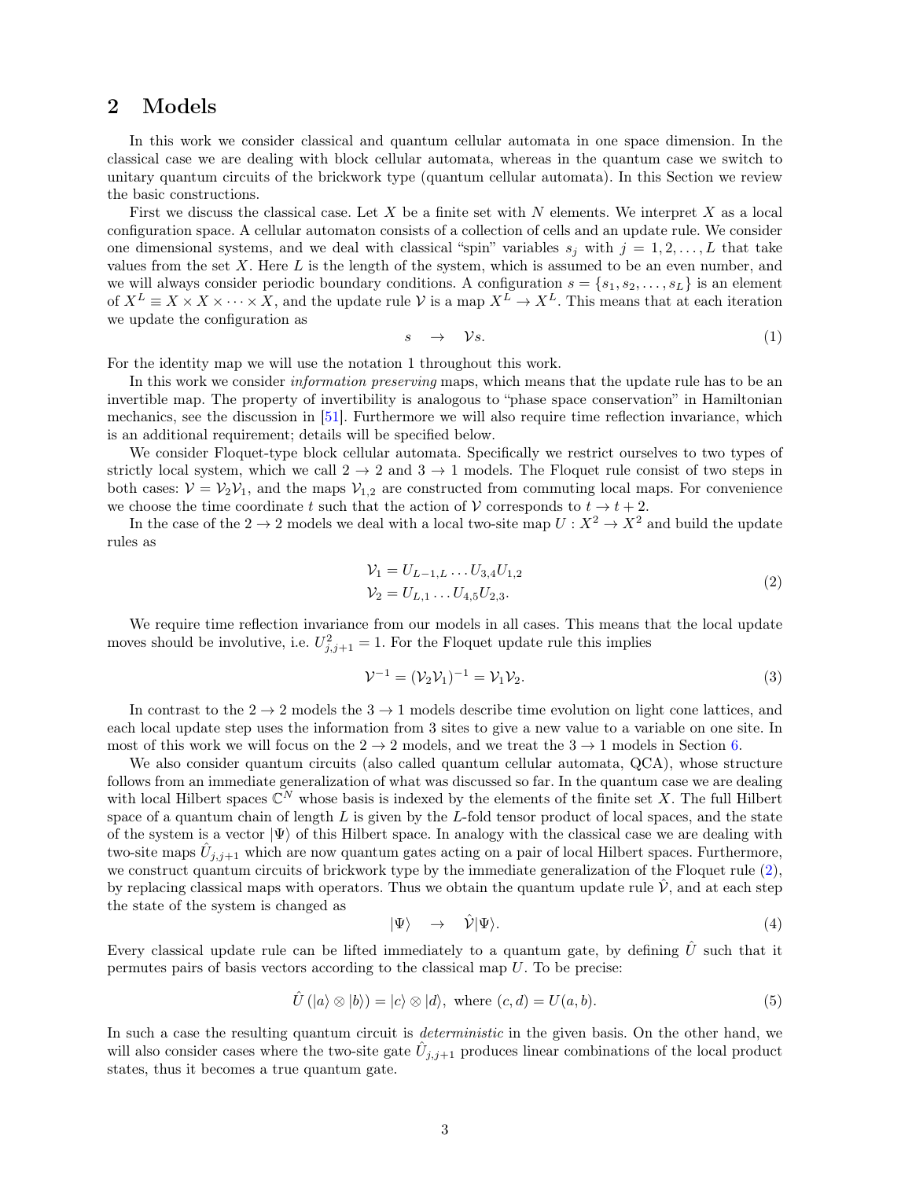## 2 Models

In this work we consider classical and quantum cellular automata in one space dimension. In the classical case we are dealing with block cellular automata, whereas in the quantum case we switch to unitary quantum circuits of the brickwork type (quantum cellular automata). In this Section we review the basic constructions.

First we discuss the classical case. Let $X$ be a finite set with $N$ elements. We interpret $X$ as a local configuration space. A cellular automaton consists of a collection of cells and an update rule. We consider one dimensional systems, and we deal with classical "spin" variables $s_j$ with $j = 1, 2, \dots, L$ that take values from the set $X$. Here $L$ is the length of the system, which is assumed to be an even number, and we will always consider periodic boundary conditions. A configuration $s = \{s_1, s_2, \dots, s_L\}$ is an element of $X^L \equiv X \times X \times \dots \times X$, and the update rule $\mathcal{V}$ is a map $X^L \to X^L$. This means that at each iteration we update the configuration as

$$s \quad \to \quad \mathcal{V}s. \tag{1}$$

For the identity map we will use the notation 1 throughout this work.

In this work we consider *information preserving* maps, which means that the update rule has to be an invertible map. The property of invertibility is analogous to "phase space conservation" in Hamiltonian mechanics, see the discussion in [51]. Furthermore we will also require time reflection invariance, which is an additional requirement; details will be specified below.

We consider Floquet-type block cellular automata. Specifically we restrict ourselves to two types of strictly local system, which we call $2 \to 2$ and $3 \to 1$ models. The Floquet rule consist of two steps in both cases: $\mathcal{V} = \mathcal{V}_2\mathcal{V}_1$, and the maps $\mathcal{V}_{1,2}$ are constructed from commuting local maps. For convenience we choose the time coordinate $t$ such that the action of $\mathcal{V}$ corresponds to $t \to t + 2$.

In the case of the $2 \to 2$ models we deal with a local two-site map $U : X^2 \to X^2$ and build the update rules as

$$\begin{aligned}
\mathcal{V}_1 &= U_{L-1,L} \dots U_{3,4} U_{1,2} \\
\mathcal{V}_2 &= U_{L,1} \dots U_{4,5} U_{2,3}.
\end{aligned} \tag{2}$$

We require time reflection invariance from our models in all cases. This means that the local update moves should be involutive, i.e. $U_{j,j+1}^2 = 1$. For the Floquet update rule this implies

$$\mathcal{V}^{-1} = (\mathcal{V}_2\mathcal{V}_1)^{-1} = \mathcal{V}_1\mathcal{V}_2. \tag{3}$$

In contrast to the $2 \to 2$ models the $3 \to 1$ models describe time evolution on light cone lattices, and each local update step uses the information from 3 sites to give a new value to a variable on one site. In most of this work we will focus on the $2 \to 2$ models, and we treat the $3 \to 1$ models in Section 6.

We also consider quantum circuits (also called quantum cellular automata, QCA), whose structure follows from an immediate generalization of what was discussed so far. In the quantum case we are dealing with local Hilbert spaces $\mathbb{C}^N$ whose basis is indexed by the elements of the finite set $X$. The full Hilbert space of a quantum chain of length $L$ is given by the $L$-fold tensor product of local spaces, and the state of the system is a vector $|\Psi\rangle$ of this Hilbert space. In analogy with the classical case we are dealing with two-site maps $\hat{U}_{j,j+1}$ which are now quantum gates acting on a pair of local Hilbert spaces. Furthermore, we construct quantum circuits of brickwork type by the immediate generalization of the Floquet rule (2), by replacing classical maps with operators. Thus we obtain the quantum update rule $\hat{\mathcal{V}}$, and at each step the state of the system is changed as

$$|\Psi\rangle \quad \to \quad \hat{\mathcal{V}}|\Psi\rangle. \tag{4}$$

Every classical update rule can be lifted immediately to a quantum gate, by defining $\hat{U}$ such that it permutes pairs of basis vectors according to the classical map $U$. To be precise:

$$\hat{U}\left(|a\rangle \otimes |b\rangle\right) = |c\rangle \otimes |d\rangle, \text{ where } (c, d) = U(a, b). \tag{5}$$

In such a case the resulting quantum circuit is *deterministic* in the given basis. On the other hand, we will also consider cases where the two-site gate $\hat{U}_{j,j+1}$ produces linear combinations of the local product states, thus it becomes a true quantum gate.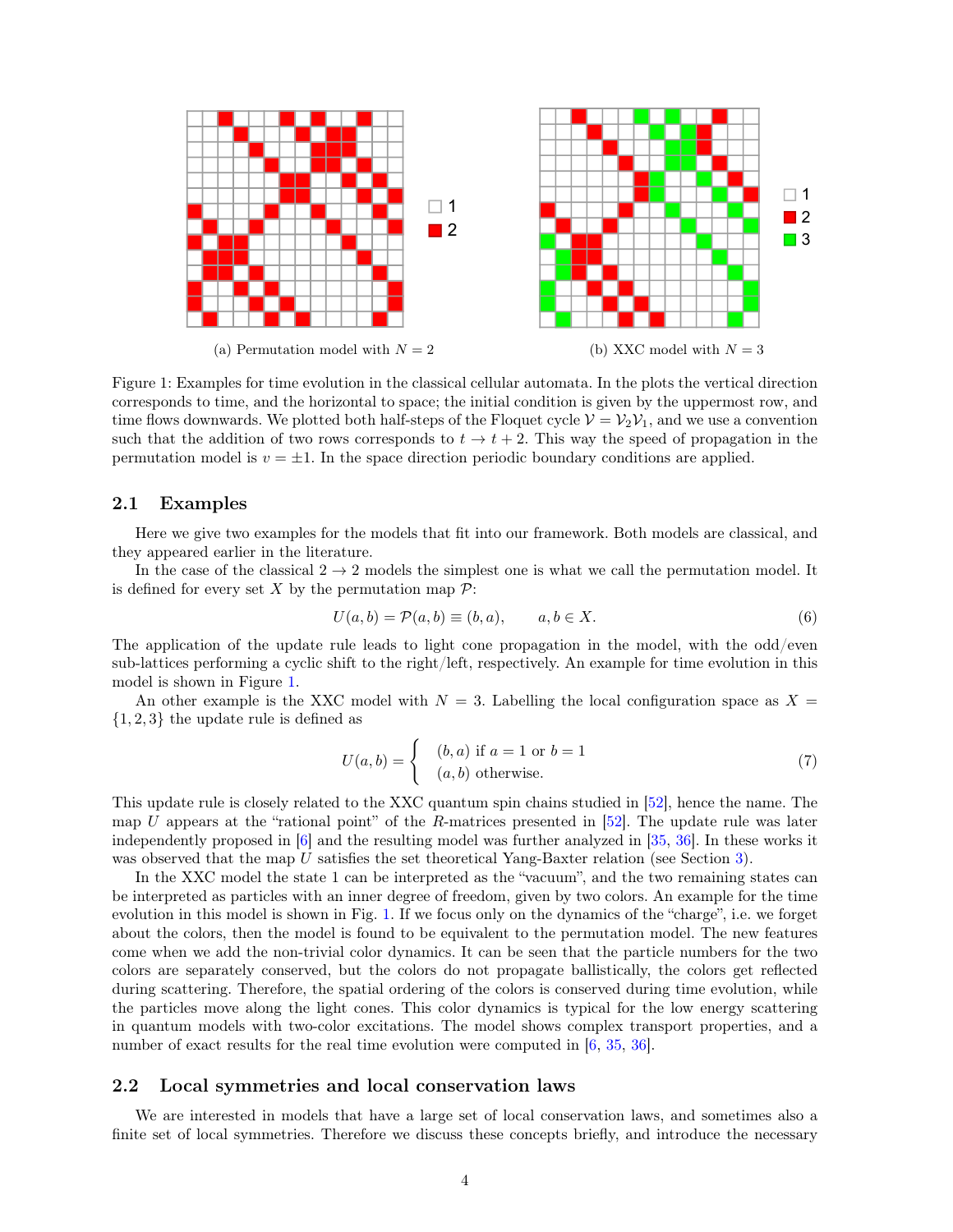1
2

(a) Permutation model with $N = 2$

1
2
3

(b) XXC model with $N = 3$

Figure 1: Examples for time evolution in the classical cellular automata. In the plots the vertical direction corresponds to time, and the horizontal to space; the initial condition is given by the uppermost row, and time flows downwards. We plotted both half-steps of the Floquet cycle $\mathcal{V} = \mathcal{V}_2\mathcal{V}_1$, and we use a convention such that the addition of two rows corresponds to $t \to t + 2$. This way the speed of propagation in the permutation model is $v = \pm 1$. In the space direction periodic boundary conditions are applied.

### 2.1 Examples

Here we give two examples for the models that fit into our framework. Both models are classical, and they appeared earlier in the literature.

In the case of the classical $2 \to 2$ models the simplest one is what we call the permutation model. It is defined for every set $X$ by the permutation map $\mathcal{P}$:

$$U(a, b) = \mathcal{P}(a, b) \equiv (b, a), \qquad a, b \in X. \tag{6}$$

The application of the update rule leads to light cone propagation in the model, with the odd/even sub-lattices performing a cyclic shift to the right/left, respectively. An example for time evolution in this model is shown in Figure 1.

An other example is the XXC model with $N = 3$. Labelling the local configuration space as $X = \{1, 2, 3\}$ the update rule is defined as

$$U(a, b) = \begin{cases} (b, a) \text{ if } a = 1 \text{ or } b = 1 \\ (a, b) \text{ otherwise.} \end{cases} \tag{7}$$

This update rule is closely related to the XXC quantum spin chains studied in [52], hence the name. The map $U$ appears at the "rational point" of the $R$-matrices presented in [52]. The update rule was later independently proposed in [6] and the resulting model was further analyzed in [35, 36]. In these works it was observed that the map $U$ satisfies the set theoretical Yang-Baxter relation (see Section 3).

In the XXC model the state 1 can be interpreted as the "vacuum", and the two remaining states can be interpreted as particles with an inner degree of freedom, given by two colors. An example for the time evolution in this model is shown in Fig. 1. If we focus only on the dynamics of the "charge", i.e. we forget about the colors, then the model is found to be equivalent to the permutation model. The new features come when we add the non-trivial color dynamics. It can be seen that the particle numbers for the two colors are separately conserved, but the colors do not propagate ballistically, the colors get reflected during scattering. Therefore, the spatial ordering of the colors is conserved during time evolution, while the particles move along the light cones. This color dynamics is typical for the low energy scattering in quantum models with two-color excitations. The model shows complex transport properties, and a number of exact results for the real time evolution were computed in [6, 35, 36].

### 2.2 Local symmetries and local conservation laws

We are interested in models that have a large set of local conservation laws, and sometimes also a finite set of local symmetries. Therefore we discuss these concepts briefly, and introduce the necessary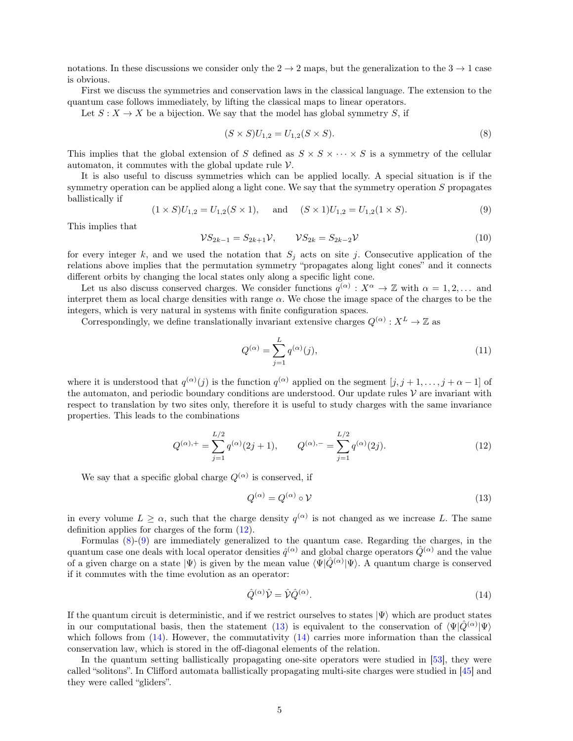notations. In these discussions we consider only the $2 \to 2$ maps, but the generalization to the $3 \to 1$ case is obvious.

First we discuss the symmetries and conservation laws in the classical language. The extension to the quantum case follows immediately, by lifting the classical maps to linear operators.

Let $S : X \to X$ be a bijection. We say that the model has global symmetry $S$, if

$$(S \times S)U_{1,2} = U_{1,2}(S \times S). \tag{8}$$

This implies that the global extension of $S$ defined as $S \times S \times \cdots \times S$ is a symmetry of the cellular automaton, it commutes with the global update rule $\mathcal{V}$.

It is also useful to discuss symmetries which can be applied locally. A special situation is if the symmetry operation can be applied along a light cone. We say that the symmetry operation $S$ propagates ballistically if

$$(1 \times S)U_{1,2} = U_{1,2}(S \times 1), \quad \text{and} \quad (S \times 1)U_{1,2} = U_{1,2}(1 \times S). \tag{9}$$

This implies that

$$\mathcal{V}S_{2k-1} = S_{2k+1}\mathcal{V}, \qquad \mathcal{V}S_{2k} = S_{2k-2}\mathcal{V} \tag{10}$$

for every integer $k$, and we used the notation that $S_j$ acts on site $j$. Consecutive application of the relations above implies that the permutation symmetry "propagates along light cones" and it connects different orbits by changing the local states only along a specific light cone.

Let us also discuss conserved charges. We consider functions $q^{(\alpha)} : X^\alpha \to \mathbb{Z}$ with $\alpha = 1, 2, \dots$ and interpret them as local charge densities with range $\alpha$. We chose the image space of the charges to be the integers, which is very natural in systems with finite configuration spaces.

Correspondingly, we define translationally invariant extensive charges $Q^{(\alpha)} : X^L \to \mathbb{Z}$ as

$$Q^{(\alpha)} = \sum_{j=1}^{L} q^{(\alpha)}(j), \tag{11}$$

where it is understood that $q^{(\alpha)}(j)$ is the function $q^{(\alpha)}$ applied on the segment $[j, j+1, \dots, j+\alpha-1]$ of the automaton, and periodic boundary conditions are understood. Our update rules $\mathcal{V}$ are invariant with respect to translation by two sites only, therefore it is useful to study charges with the same invariance properties. This leads to the combinations

$$Q^{(\alpha),+} = \sum_{j=1}^{L/2} q^{(\alpha)}(2j+1), \qquad Q^{(\alpha),-} = \sum_{j=1}^{L/2} q^{(\alpha)}(2j). \tag{12}$$

We say that a specific global charge $Q^{(\alpha)}$ is conserved, if

$$Q^{(\alpha)} = Q^{(\alpha)} \circ \mathcal{V} \tag{13}$$

in every volume $L \geq \alpha$, such that the charge density $q^{(\alpha)}$ is not changed as we increase $L$. The same definition applies for charges of the form (12).

Formulas (8)-(9) are immediately generalized to the quantum case. Regarding the charges, in the quantum case one deals with local operator densities $\hat{q}^{(\alpha)}$ and global charge operators $\hat{Q}^{(\alpha)}$ and the value of a given charge on a state $|\Psi\rangle$ is given by the mean value $\langle\Psi|\hat{Q}^{(\alpha)}|\Psi\rangle$. A quantum charge is conserved if it commutes with the time evolution as an operator:

$$\hat{Q}^{(\alpha)}\hat{\mathcal{V}} = \hat{\mathcal{V}}\hat{Q}^{(\alpha)}. \tag{14}$$

If the quantum circuit is deterministic, and if we restrict ourselves to states $|\Psi\rangle$ which are product states in our computational basis, then the statement (13) is equivalent to the conservation of $\langle\Psi|\hat{Q}^{(\alpha)}|\Psi\rangle$ which follows from (14). However, the commutativity (14) carries more information than the classical conservation law, which is stored in the off-diagonal elements of the relation.

In the quantum setting ballistically propagating one-site operators were studied in [53], they were called "solitons". In Clifford automata ballistically propagating multi-site charges were studied in [45] and they were called "gliders".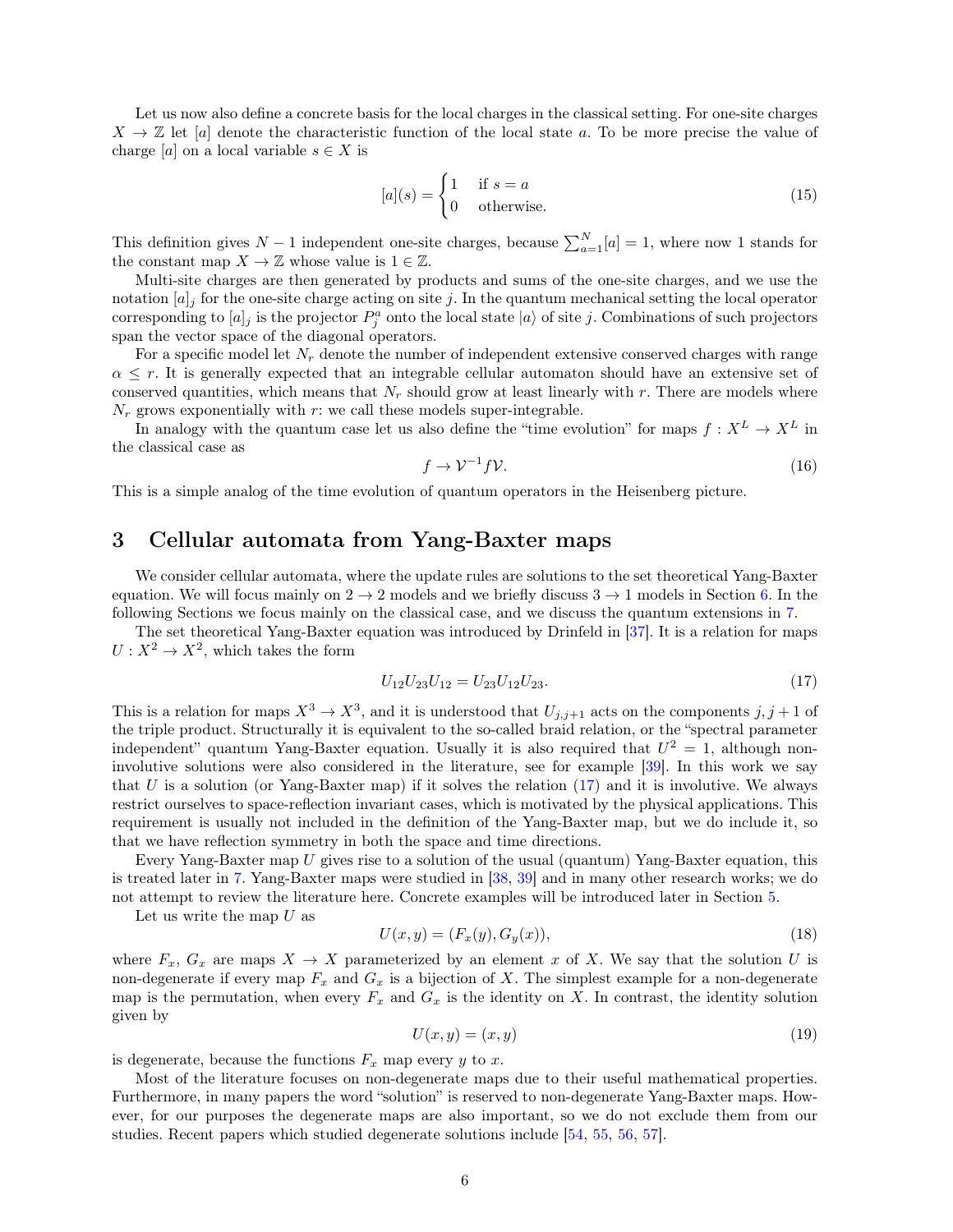Let us now also define a concrete basis for the local charges in the classical setting. For one-site charges $X \to \mathbb{Z}$ let $[a]$ denote the characteristic function of the local state $a$. To be more precise the value of charge $[a]$ on a local variable $s \in X$ is

$$[a](s) = \begin{cases} 1 & \text{if } s = a \\ 0 & \text{otherwise.} \end{cases} \tag{15}$$

This definition gives $N-1$ independent one-site charges, because $\sum_{a=1}^{N}[a] = 1$, where now 1 stands for the constant map $X \to \mathbb{Z}$ whose value is $1 \in \mathbb{Z}$.

Multi-site charges are then generated by products and sums of the one-site charges, and we use the notation $[a]_j$ for the one-site charge acting on site $j$. In the quantum mechanical setting the local operator corresponding to $[a]_j$ is the projector $P_j^a$ onto the local state $|a\rangle$ of site $j$. Combinations of such projectors span the vector space of the diagonal operators.

For a specific model let $N_r$ denote the number of independent extensive conserved charges with range $\alpha \leq r$. It is generally expected that an integrable cellular automaton should have an extensive set of conserved quantities, which means that $N_r$ should grow at least linearly with $r$. There are models where $N_r$ grows exponentially with $r$: we call these models super-integrable.

In analogy with the quantum case let us also define the "time evolution" for maps $f : X^L \to X^L$ in the classical case as

$$f \to \mathcal{V}^{-1} f \mathcal{V}. \tag{16}$$

This is a simple analog of the time evolution of quantum operators in the Heisenberg picture.

# 3 Cellular automata from Yang-Baxter maps

We consider cellular automata, where the update rules are solutions to the set theoretical Yang-Baxter equation. We will focus mainly on $2 \to 2$ models and we briefly discuss $3 \to 1$ models in Section 6. In the following Sections we focus mainly on the classical case, and we discuss the quantum extensions in 7.

The set theoretical Yang-Baxter equation was introduced by Drinfeld in [37]. It is a relation for maps $U : X^2 \to X^2$, which takes the form

$$U_{12}U_{23}U_{12} = U_{23}U_{12}U_{23}. \tag{17}$$

This is a relation for maps $X^3 \to X^3$, and it is understood that $U_{j,j+1}$ acts on the components $j, j+1$ of the triple product. Structurally it is equivalent to the so-called braid relation, or the "spectral parameter independent" quantum Yang-Baxter equation. Usually it is also required that $U^2 = 1$, although non-involutive solutions were also considered in the literature, see for example [39]. In this work we say that $U$ is a solution (or Yang-Baxter map) if it solves the relation (17) and it is involutive. We always restrict ourselves to space-reflection invariant cases, which is motivated by the physical applications. This requirement is usually not included in the definition of the Yang-Baxter map, but we do include it, so that we have reflection symmetry in both the space and time directions.

Every Yang-Baxter map $U$ gives rise to a solution of the usual (quantum) Yang-Baxter equation, this is treated later in 7. Yang-Baxter maps were studied in [38, 39] and in many other research works; we do not attempt to review the literature here. Concrete examples will be introduced later in Section 5.

Let us write the map $U$ as

$$U(x, y) = (F_x(y), G_y(x)), \tag{18}$$

where $F_x$, $G_x$ are maps $X \to X$ parameterized by an element $x$ of $X$. We say that the solution $U$ is non-degenerate if every map $F_x$ and $G_x$ is a bijection of $X$. The simplest example for a non-degenerate map is the permutation, when every $F_x$ and $G_x$ is the identity on $X$. In contrast, the identity solution given by

$$U(x, y) = (x, y) \tag{19}$$

is degenerate, because the functions $F_x$ map every $y$ to $x$.

Most of the literature focuses on non-degenerate maps due to their useful mathematical properties. Furthermore, in many papers the word "solution" is reserved to non-degenerate Yang-Baxter maps. However, for our purposes the degenerate maps are also important, so we do not exclude them from our studies. Recent papers which studied degenerate solutions include [54, 55, 56, 57].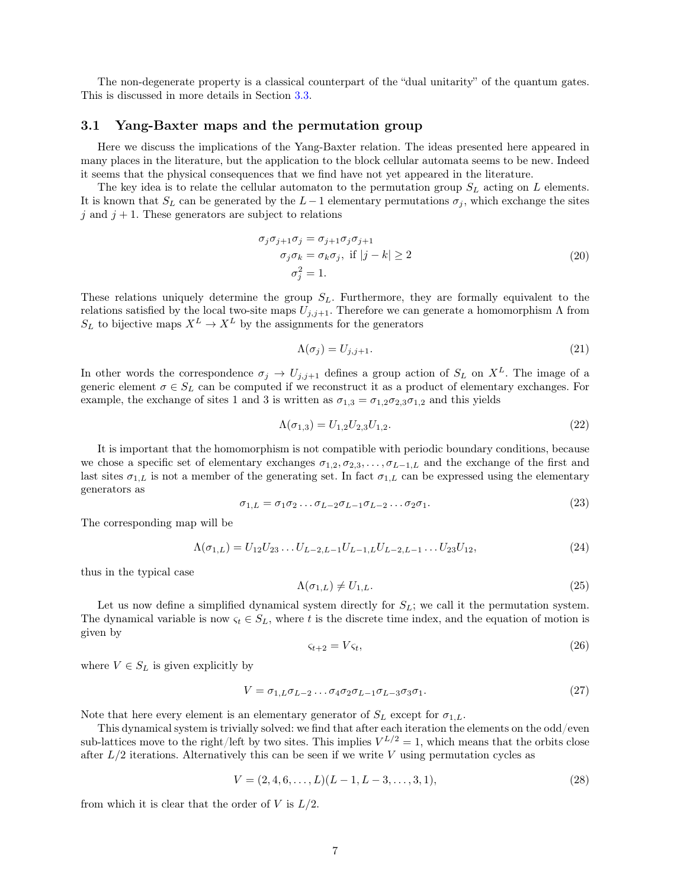The non-degenerate property is a classical counterpart of the "dual unitarity" of the quantum gates. This is discussed in more details in Section 3.3.

### 3.1 Yang-Baxter maps and the permutation group

Here we discuss the implications of the Yang-Baxter relation. The ideas presented here appeared in many places in the literature, but the application to the block cellular automata seems to be new. Indeed it seems that the physical consequences that we find have not yet appeared in the literature.

The key idea is to relate the cellular automaton to the permutation group $S_L$ acting on $L$ elements. It is known that $S_L$ can be generated by the $L-1$ elementary permutations $\sigma_j$, which exchange the sites $j$ and $j+1$. These generators are subject to relations

$$
\begin{aligned}
\sigma_j\sigma_{j+1}\sigma_j &= \sigma_{j+1}\sigma_j\sigma_{j+1} \\
\sigma_j\sigma_k &= \sigma_k\sigma_j, \text{ if } |j-k| \geq 2 \\
\sigma_j^2 &= 1.
\end{aligned}
\tag{20}
$$

These relations uniquely determine the group $S_L$. Furthermore, they are formally equivalent to the relations satisfied by the local two-site maps $U_{j,j+1}$. Therefore we can generate a homomorphism $\Lambda$ from $S_L$ to bijective maps $X^L \to X^L$ by the assignments for the generators

$$
\Lambda(\sigma_j) = U_{j,j+1}. \tag{21}
$$

In other words the correspondence $\sigma_j \to U_{j,j+1}$ defines a group action of $S_L$ on $X^L$. The image of a generic element $\sigma \in S_L$ can be computed if we reconstruct it as a product of elementary exchanges. For example, the exchange of sites 1 and 3 is written as $\sigma_{1,3} = \sigma_{1,2}\sigma_{2,3}\sigma_{1,2}$ and this yields

$$
\Lambda(\sigma_{1,3}) = U_{1,2}U_{2,3}U_{1,2}. \tag{22}
$$

It is important that the homomorphism is not compatible with periodic boundary conditions, because we chose a specific set of elementary exchanges $\sigma_{1,2}, \sigma_{2,3}, \ldots, \sigma_{L-1,L}$ and the exchange of the first and last sites $\sigma_{1,L}$ is not a member of the generating set. In fact $\sigma_{1,L}$ can be expressed using the elementary generators as

$$
\sigma_{1,L} = \sigma_1\sigma_2\ldots\sigma_{L-2}\sigma_{L-1}\sigma_{L-2}\ldots\sigma_2\sigma_1. \tag{23}
$$

The corresponding map will be

$$
\Lambda(\sigma_{1,L}) = U_{12}U_{23}\ldots U_{L-2,L-1}U_{L-1,L}U_{L-2,L-1}\ldots U_{23}U_{12}, \tag{24}
$$

thus in the typical case

$$
\Lambda(\sigma_{1,L}) \neq U_{1,L}. \tag{25}
$$

Let us now define a simplified dynamical system directly for $S_L$; we call it the permutation system. The dynamical variable is now $\varsigma_t \in S_L$, where $t$ is the discrete time index, and the equation of motion is given by

$$
\varsigma_{t+2} = V\varsigma_t, \tag{26}
$$

where $V \in S_L$ is given explicitly by

$$
V = \sigma_{1,L}\sigma_{L-2}\ldots\sigma_4\sigma_2\sigma_{L-1}\sigma_{L-3}\sigma_3\sigma_1. \tag{27}
$$

Note that here every element is an elementary generator of $S_L$ except for $\sigma_{1,L}$.

This dynamical system is trivially solved: we find that after each iteration the elements on the odd/even sub-lattices move to the right/left by two sites. This implies $V^{L/2} = 1$, which means that the orbits close after $L/2$ iterations. Alternatively this can be seen if we write $V$ using permutation cycles as

$$
V = (2, 4, 6, \ldots, L)(L-1, L-3, \ldots, 3, 1), \tag{28}
$$

from which it is clear that the order of $V$ is $L/2$.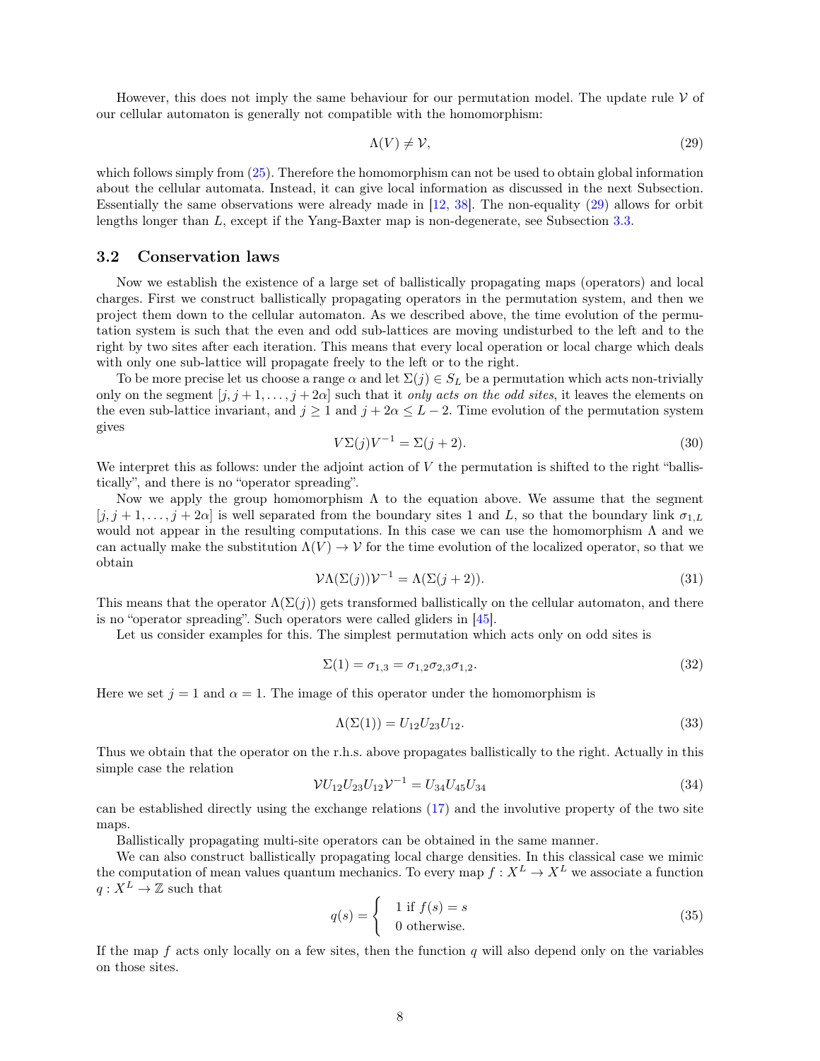However, this does not imply the same behaviour for our permutation model. The update rule $\mathcal{V}$ of our cellular automaton is generally not compatible with the homomorphism:

$$\Lambda(V) \neq \mathcal{V}, \tag{29}$$

which follows simply from (25). Therefore the homomorphism can not be used to obtain global information about the cellular automata. Instead, it can give local information as discussed in the next Subsection. Essentially the same observations were already made in [12, 38]. The non-equality (29) allows for orbit lengths longer than $L$, except if the Yang-Baxter map is non-degenerate, see Subsection 3.3.

### 3.2 Conservation laws

Now we establish the existence of a large set of ballistically propagating maps (operators) and local charges. First we construct ballistically propagating operators in the permutation system, and then we project them down to the cellular automaton. As we described above, the time evolution of the permutation system is such that the even and odd sub-lattices are moving undisturbed to the left and to the right by two sites after each iteration. This means that every local operation or local charge which deals with only one sub-lattice will propagate freely to the left or to the right.

To be more precise let us choose a range $\alpha$ and let $\Sigma(j) \in S_L$ be a permutation which acts non-trivially only on the segment $[j, j+1, \dots, j+2\alpha]$ such that it *only acts on the odd sites*, it leaves the elements on the even sub-lattice invariant, and $j \geq 1$ and $j + 2\alpha \leq L - 2$. Time evolution of the permutation system gives

$$V\Sigma(j)V^{-1} = \Sigma(j+2). \tag{30}$$

We interpret this as follows: under the adjoint action of $V$ the permutation is shifted to the right "ballistically", and there is no "operator spreading".

Now we apply the group homomorphism $\Lambda$ to the equation above. We assume that the segment $[j, j+1, \dots, j+2\alpha]$ is well separated from the boundary sites 1 and $L$, so that the boundary link $\sigma_{1,L}$ would not appear in the resulting computations. In this case we can use the homomorphism $\Lambda$ and we can actually make the substitution $\Lambda(V) \to \mathcal{V}$ for the time evolution of the localized operator, so that we obtain

$$\mathcal{V}\Lambda(\Sigma(j))\mathcal{V}^{-1} = \Lambda(\Sigma(j+2)). \tag{31}$$

This means that the operator $\Lambda(\Sigma(j))$ gets transformed ballistically on the cellular automaton, and there is no "operator spreading". Such operators were called gliders in [45].

Let us consider examples for this. The simplest permutation which acts only on odd sites is

$$\Sigma(1) = \sigma_{1,3} = \sigma_{1,2}\sigma_{2,3}\sigma_{1,2}. \tag{32}$$

Here we set $j = 1$ and $\alpha = 1$. The image of this operator under the homomorphism is

$$\Lambda(\Sigma(1)) = U_{12}U_{23}U_{12}. \tag{33}$$

Thus we obtain that the operator on the r.h.s. above propagates ballistically to the right. Actually in this simple case the relation

$$\mathcal{V}U_{12}U_{23}U_{12}\mathcal{V}^{-1} = U_{34}U_{45}U_{34} \tag{34}$$

can be established directly using the exchange relations (17) and the involutive property of the two site maps.

Ballistically propagating multi-site operators can be obtained in the same manner.

We can also construct ballistically propagating local charge densities. In this classical case we mimic the computation of mean values quantum mechanics. To every map $f : X^L \to X^L$ we associate a function $q : X^L \to \mathbb{Z}$ such that

$$q(s) = \begin{cases} 1 \text{ if } f(s) = s \\ 0 \text{ otherwise.} \end{cases} \tag{35}$$

If the map $f$ acts only locally on a few sites, then the function $q$ will also depend only on the variables on those sites.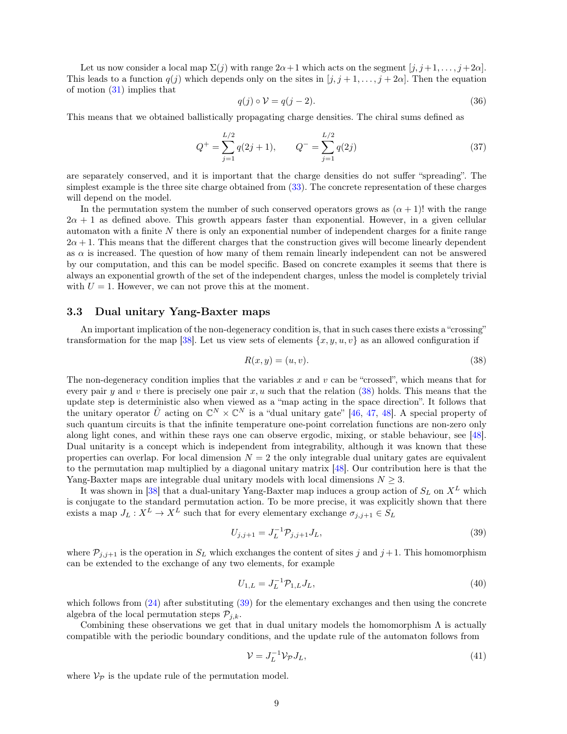Let us now consider a local map $\Sigma(j)$ with range $2\alpha+1$ which acts on the segment $[j, j+1, \ldots, j+2\alpha]$. This leads to a function $q(j)$ which depends only on the sites in $[j, j+1, \ldots, j+2\alpha]$. Then the equation of motion (31) implies that

$$q(j) \circ \mathcal{V} = q(j-2). \tag{36}$$

This means that we obtained ballistically propagating charge densities. The chiral sums defined as

$$Q^+ = \sum_{j=1}^{L/2} q(2j+1), \qquad Q^- = \sum_{j=1}^{L/2} q(2j) \tag{37}$$

are separately conserved, and it is important that the charge densities do not suffer "spreading". The simplest example is the three site charge obtained from (33). The concrete representation of these charges will depend on the model.

In the permutation system the number of such conserved operators grows as $(\alpha+1)!$ with the range $2\alpha+1$ as defined above. This growth appears faster than exponential. However, in a given cellular automaton with a finite $N$ there is only an exponential number of independent charges for a finite range $2\alpha+1$. This means that the different charges that the construction gives will become linearly dependent as $\alpha$ is increased. The question of how many of them remain linearly independent can not be answered by our computation, and this can be model specific. Based on concrete examples it seems that there is always an exponential growth of the set of the independent charges, unless the model is completely trivial with $U=1$. However, we can not prove this at the moment.

### 3.3 Dual unitary Yang-Baxter maps

An important implication of the non-degeneracy condition is, that in such cases there exists a "crossing" transformation for the map [38]. Let us view sets of elements $\{x, y, u, v\}$ as an allowed configuration if

$$R(x,y) = (u,v). \tag{38}$$

The non-degeneracy condition implies that the variables $x$ and $v$ can be "crossed", which means that for every pair $y$ and $v$ there is precisely one pair $x, u$ such that the relation (38) holds. This means that the update step is deterministic also when viewed as a "map acting in the space direction". It follows that the unitary operator $\hat{U}$ acting on $\mathbb{C}^N \times \mathbb{C}^N$ is a "dual unitary gate" [46, 47, 48]. A special property of such quantum circuits is that the infinite temperature one-point correlation functions are non-zero only along light cones, and within these rays one can observe ergodic, mixing, or stable behaviour, see [48]. Dual unitarity is a concept which is independent from integrability, although it was known that these properties can overlap. For local dimension $N=2$ the only integrable dual unitary gates are equivalent to the permutation map multiplied by a diagonal unitary matrix [48]. Our contribution here is that the Yang-Baxter maps are integrable dual unitary models with local dimensions $N \geq 3$.

It was shown in [38] that a dual-unitary Yang-Baxter map induces a group action of $S_L$ on $X^L$ which is conjugate to the standard permutation action. To be more precise, it was explicitly shown that there exists a map $J_L : X^L \to X^L$ such that for every elementary exchange $\sigma_{j,j+1} \in S_L$

$$U_{j,j+1} = J_L^{-1} \mathcal{P}_{j,j+1} J_L, \tag{39}$$

where $\mathcal{P}_{j,j+1}$ is the operation in $S_L$ which exchanges the content of sites $j$ and $j+1$. This homomorphism can be extended to the exchange of any two elements, for example

$$U_{1,L} = J_L^{-1} \mathcal{P}_{1,L} J_L, \tag{40}$$

which follows from (24) after substituting (39) for the elementary exchanges and then using the concrete algebra of the local permutation steps $\mathcal{P}_{j,k}$.

Combining these observations we get that in dual unitary models the homomorphism $\Lambda$ is actually compatible with the periodic boundary conditions, and the update rule of the automaton follows from

$$\mathcal{V} = J_L^{-1} \mathcal{V}_{\mathcal{P}} J_L, \tag{41}$$

where $\mathcal{V}_{\mathcal{P}}$ is the update rule of the permutation model.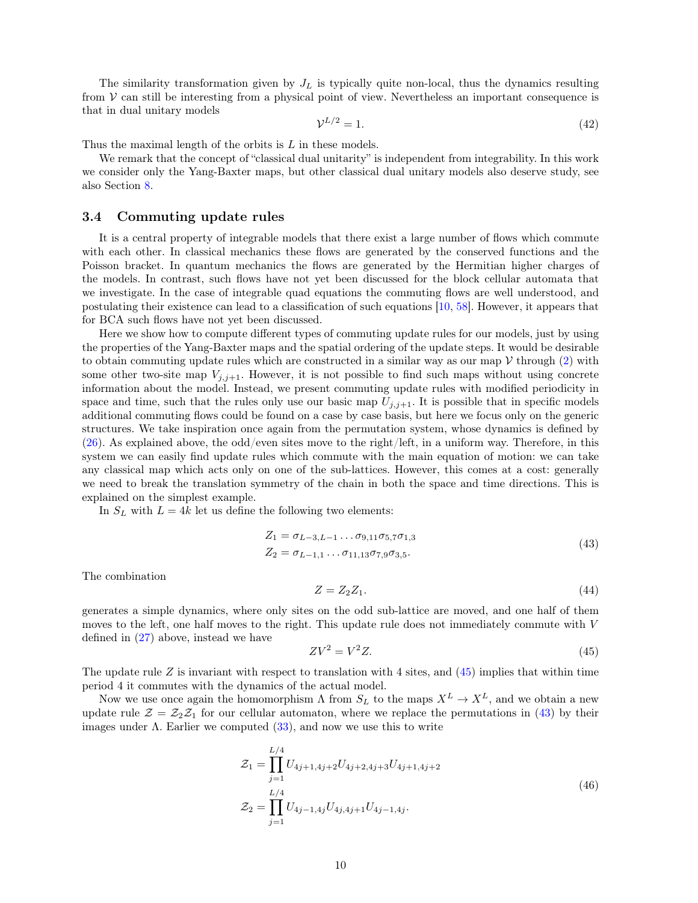The similarity transformation given by $J_L$ is typically quite non-local, thus the dynamics resulting from $\mathcal{V}$ can still be interesting from a physical point of view. Nevertheless an important consequence is that in dual unitary models

$$\mathcal{V}^{L/2} = 1. \tag{42}$$

Thus the maximal length of the orbits is $L$ in these models.

We remark that the concept of "classical dual unitarity" is independent from integrability. In this work we consider only the Yang-Baxter maps, but other classical dual unitary models also deserve study, see also Section 8.

### 3.4 Commuting update rules

It is a central property of integrable models that there exist a large number of flows which commute with each other. In classical mechanics these flows are generated by the conserved functions and the Poisson bracket. In quantum mechanics the flows are generated by the Hermitian higher charges of the models. In contrast, such flows have not yet been discussed for the block cellular automata that we investigate. In the case of integrable quad equations the commuting flows are well understood, and postulating their existence can lead to a classification of such equations [10, 58]. However, it appears that for BCA such flows have not yet been discussed.

Here we show how to compute different types of commuting update rules for our models, just by using the properties of the Yang-Baxter maps and the spatial ordering of the update steps. It would be desirable to obtain commuting update rules which are constructed in a similar way as our map $\mathcal{V}$ through (2) with some other two-site map $V_{j,j+1}$. However, it is not possible to find such maps without using concrete information about the model. Instead, we present commuting update rules with modified periodicity in space and time, such that the rules only use our basic map $U_{j,j+1}$. It is possible that in specific models additional commuting flows could be found on a case by case basis, but here we focus only on the generic structures. We take inspiration once again from the permutation system, whose dynamics is defined by (26). As explained above, the odd/even sites move to the right/left, in a uniform way. Therefore, in this system we can easily find update rules which commute with the main equation of motion: we can take any classical map which acts only on one of the sub-lattices. However, this comes at a cost: generally we need to break the translation symmetry of the chain in both the space and time directions. This is explained on the simplest example.

In $S_L$ with $L = 4k$ let us define the following two elements:

$$\begin{aligned}
Z_1 &= \sigma_{L-3,L-1} \dots \sigma_{9,11}\sigma_{5,7}\sigma_{1,3} \\
Z_2 &= \sigma_{L-1,1} \dots \sigma_{11,13}\sigma_{7,9}\sigma_{3,5}.
\end{aligned} \tag{43}$$

The combination

$$Z = Z_2 Z_1. \tag{44}$$

generates a simple dynamics, where only sites on the odd sub-lattice are moved, and one half of them moves to the left, one half moves to the right. This update rule does not immediately commute with $V$ defined in (27) above, instead we have

$$Z V^2 = V^2 Z. \tag{45}$$

The update rule $Z$ is invariant with respect to translation with 4 sites, and (45) implies that within time period 4 it commutes with the dynamics of the actual model.

Now we use once again the homomorphism $\Lambda$ from $S_L$ to the maps $X^L \to X^L$, and we obtain a new update rule $\mathcal{Z} = \mathcal{Z}_2\mathcal{Z}_1$ for our cellular automaton, where we replace the permutations in (43) by their images under $\Lambda$. Earlier we computed (33), and now we use this to write

$$\begin{aligned}
\mathcal{Z}_1 &= \prod_{j=1}^{L/4} U_{4j+1,4j+2} U_{4j+2,4j+3} U_{4j+1,4j+2} \\
\mathcal{Z}_2 &= \prod_{j=1}^{L/4} U_{4j-1,4j} U_{4j,4j+1} U_{4j-1,4j}.
\end{aligned} \tag{46}$$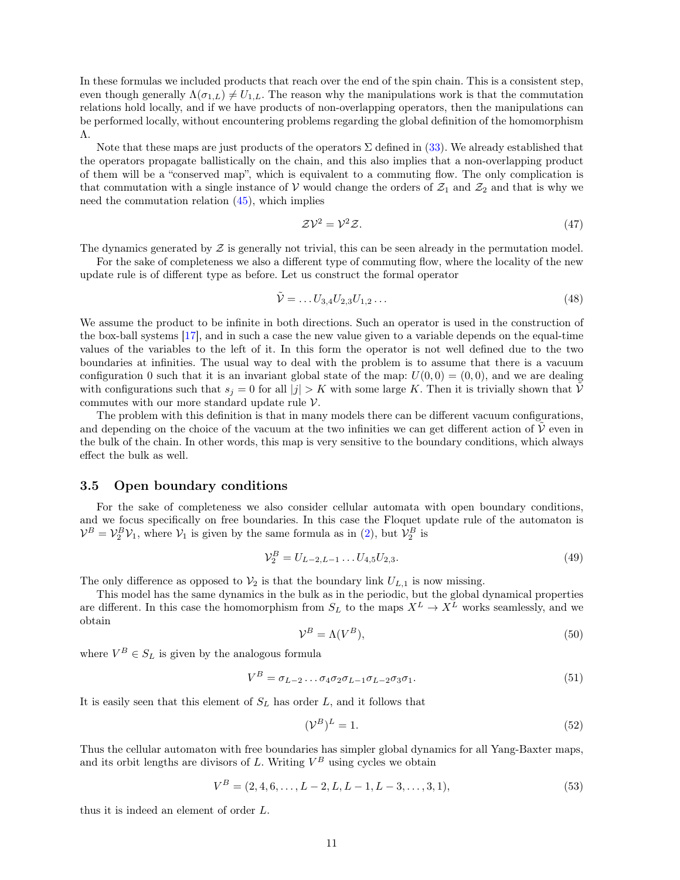In these formulas we included products that reach over the end of the spin chain. This is a consistent step, even though generally $\Lambda(\sigma_{1,L}) \neq U_{1,L}$. The reason why the manipulations work is that the commutation relations hold locally, and if we have products of non-overlapping operators, then the manipulations can be performed locally, without encountering problems regarding the global definition of the homomorphism $\Lambda$.

Note that these maps are just products of the operators $\Sigma$ defined in (33). We already established that the operators propagate ballistically on the chain, and this also implies that a non-overlapping product of them will be a "conserved map", which is equivalent to a commuting flow. The only complication is that commutation with a single instance of $\mathcal{V}$ would change the orders of $\mathcal{Z}_1$ and $\mathcal{Z}_2$ and that is why we need the commutation relation (45), which implies

$$\mathcal{Z}\mathcal{V}^2 = \mathcal{V}^2\mathcal{Z}. \tag{47}$$

The dynamics generated by $\mathcal{Z}$ is generally not trivial, this can be seen already in the permutation model.

For the sake of completeness we also a different type of commuting flow, where the locality of the new update rule is of different type as before. Let us construct the formal operator

$$\tilde{\mathcal{V}} = \dots U_{3,4}U_{2,3}U_{1,2}\dots \tag{48}$$

We assume the product to be infinite in both directions. Such an operator is used in the construction of the box-ball systems [17], and in such a case the new value given to a variable depends on the equal-time values of the variables to the left of it. In this form the operator is not well defined due to the two boundaries at infinities. The usual way to deal with the problem is to assume that there is a vacuum configuration 0 such that it is an invariant global state of the map: $U(0,0) = (0,0)$, and we are dealing with configurations such that $s_j = 0$ for all $|j| > K$ with some large $K$. Then it is trivially shown that $\tilde{\mathcal{V}}$ commutes with our more standard update rule $\mathcal{V}$.

The problem with this definition is that in many models there can be different vacuum configurations, and depending on the choice of the vacuum at the two infinities we can get different action of $\tilde{\mathcal{V}}$ even in the bulk of the chain. In other words, this map is very sensitive to the boundary conditions, which always effect the bulk as well.

### 3.5 Open boundary conditions

For the sake of completeness we also consider cellular automata with open boundary conditions, and we focus specifically on free boundaries. In this case the Floquet update rule of the automaton is $\mathcal{V}^B = \mathcal{V}_2^B\mathcal{V}_1$, where $\mathcal{V}_1$ is given by the same formula as in (2), but $\mathcal{V}_2^B$ is

$$\mathcal{V}_2^B = U_{L-2,L-1}\dots U_{4,5}U_{2,3}. \tag{49}$$

The only difference as opposed to $\mathcal{V}_2$ is that the boundary link $U_{L,1}$ is now missing.

This model has the same dynamics in the bulk as in the periodic, but the global dynamical properties are different. In this case the homomorphism from $S_L$ to the maps $X^L \to X^L$ works seamlessly, and we obtain

$$\mathcal{V}^B = \Lambda(V^B), \tag{50}$$

where $V^B \in S_L$ is given by the analogous formula

$$V^B = \sigma_{L-2}\dots\sigma_4\sigma_2\sigma_{L-1}\sigma_{L-2}\sigma_3\sigma_1. \tag{51}$$

It is easily seen that this element of $S_L$ has order $L$, and it follows that

$$(\mathcal{V}^B)^L = 1. \tag{52}$$

Thus the cellular automaton with free boundaries has simpler global dynamics for all Yang-Baxter maps, and its orbit lengths are divisors of $L$. Writing $V^B$ using cycles we obtain

$$V^B = (2, 4, 6, \dots, L-2, L, L-1, L-3, \dots, 3, 1), \tag{53}$$

thus it is indeed an element of order $L$.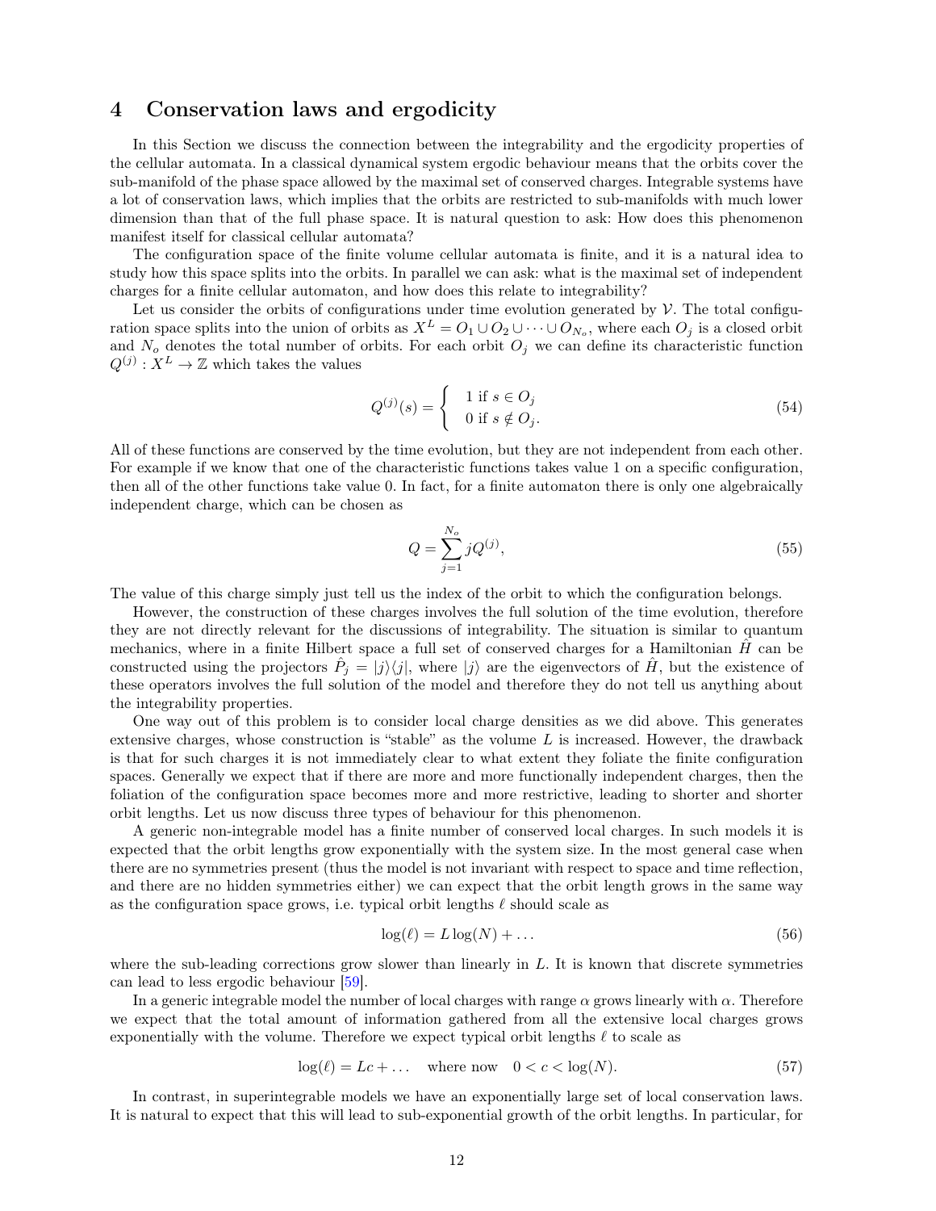# 4 Conservation laws and ergodicity

In this Section we discuss the connection between the integrability and the ergodicity properties of the cellular automata. In a classical dynamical system ergodic behaviour means that the orbits cover the sub-manifold of the phase space allowed by the maximal set of conserved charges. Integrable systems have a lot of conservation laws, which implies that the orbits are restricted to sub-manifolds with much lower dimension than that of the full phase space. It is natural question to ask: How does this phenomenon manifest itself for classical cellular automata?

The configuration space of the finite volume cellular automata is finite, and it is a natural idea to study how this space splits into the orbits. In parallel we can ask: what is the maximal set of independent charges for a finite cellular automaton, and how does this relate to integrability?

Let us consider the orbits of configurations under time evolution generated by $\mathcal{V}$. The total configuration space splits into the union of orbits as $X^L = O_1 \cup O_2 \cup \cdots \cup O_{N_o}$, where each $O_j$ is a closed orbit and $N_o$ denotes the total number of orbits. For each orbit $O_j$ we can define its characteristic function $Q^{(j)} : X^L \to \mathbb{Z}$ which takes the values

$$Q^{(j)}(s) = \begin{cases} 1 \text{ if } s \in O_j \\ 0 \text{ if } s \notin O_j. \end{cases} \tag{54}$$

All of these functions are conserved by the time evolution, but they are not independent from each other. For example if we know that one of the characteristic functions takes value 1 on a specific configuration, then all of the other functions take value 0. In fact, for a finite automaton there is only one algebraically independent charge, which can be chosen as

$$Q = \sum_{j=1}^{N_o} j Q^{(j)}, \tag{55}$$

The value of this charge simply just tell us the index of the orbit to which the configuration belongs.

However, the construction of these charges involves the full solution of the time evolution, therefore they are not directly relevant for the discussions of integrability. The situation is similar to quantum mechanics, where in a finite Hilbert space a full set of conserved charges for a Hamiltonian $\hat{H}$ can be constructed using the projectors $\hat{P}_j = |j\rangle\langle j|$, where $|j\rangle$ are the eigenvectors of $\hat{H}$, but the existence of these operators involves the full solution of the model and therefore they do not tell us anything about the integrability properties.

One way out of this problem is to consider local charge densities as we did above. This generates extensive charges, whose construction is "stable" as the volume $L$ is increased. However, the drawback is that for such charges it is not immediately clear to what extent they foliate the finite configuration spaces. Generally we expect that if there are more and more functionally independent charges, then the foliation of the configuration space becomes more and more restrictive, leading to shorter and shorter orbit lengths. Let us now discuss three types of behaviour for this phenomenon.

A generic non-integrable model has a finite number of conserved local charges. In such models it is expected that the orbit lengths grow exponentially with the system size. In the most general case when there are no symmetries present (thus the model is not invariant with respect to space and time reflection, and there are no hidden symmetries either) we can expect that the orbit length grows in the same way as the configuration space grows, i.e. typical orbit lengths $\ell$ should scale as

$$\log(\ell) = L \log(N) + \ldots \tag{56}$$

where the sub-leading corrections grow slower than linearly in $L$. It is known that discrete symmetries can lead to less ergodic behaviour [59].

In a generic integrable model the number of local charges with range $\alpha$ grows linearly with $\alpha$. Therefore we expect that the total amount of information gathered from all the extensive local charges grows exponentially with the volume. Therefore we expect typical orbit lengths $\ell$ to scale as

$$\log(\ell) = Lc + \ldots \quad \text{where now} \quad 0 < c < \log(N). \tag{57}$$

In contrast, in superintegrable models we have an exponentially large set of local conservation laws. It is natural to expect that this will lead to sub-exponential growth of the orbit lengths. In particular, for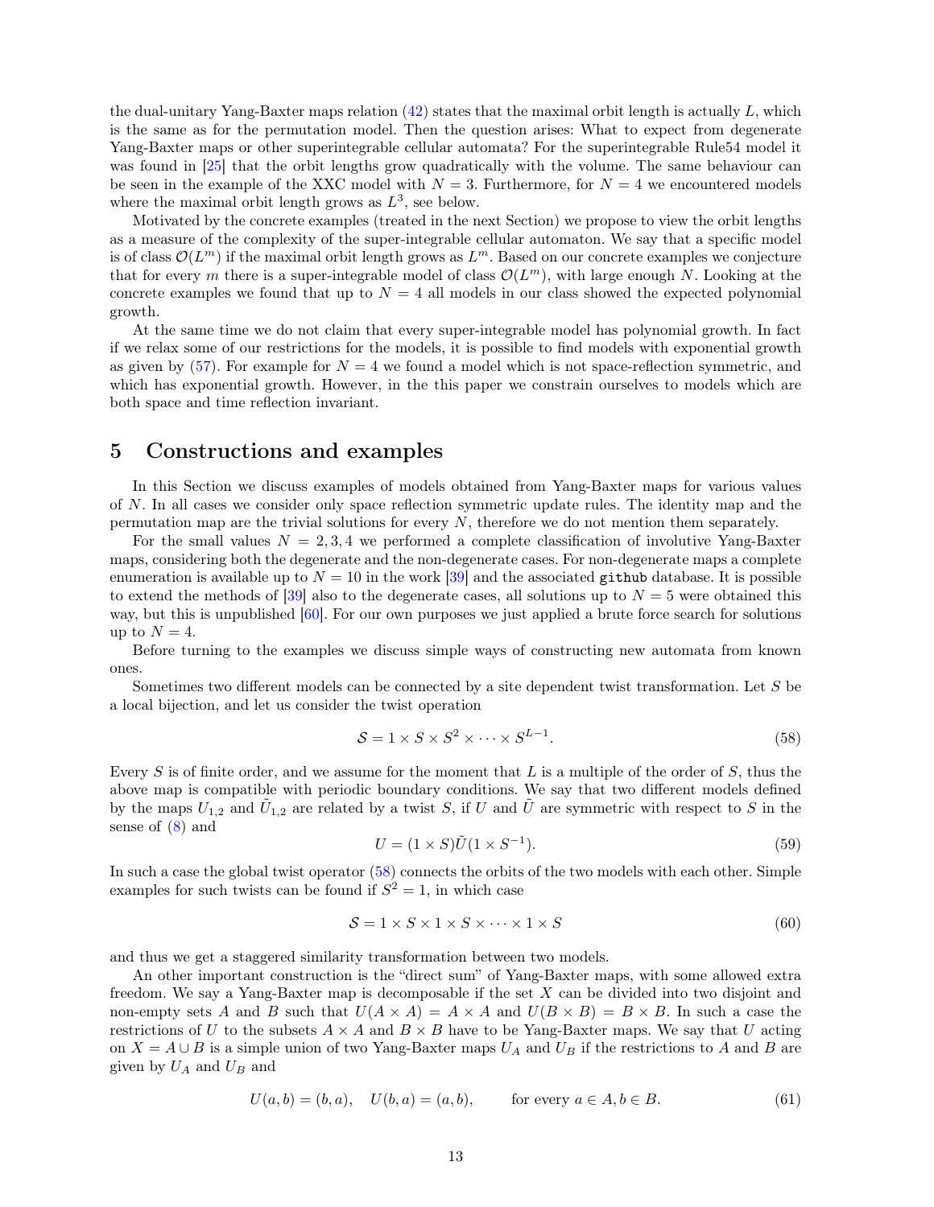the dual-unitary Yang-Baxter maps relation (42) states that the maximal orbit length is actually $L$, which is the same as for the permutation model. Then the question arises: What to expect from degenerate Yang-Baxter maps or other superintegrable cellular automata? For the superintegrable Rule54 model it was found in [25] that the orbit lengths grow quadratically with the volume. The same behaviour can be seen in the example of the XXC model with $N = 3$. Furthermore, for $N = 4$ we encountered models where the maximal orbit length grows as $L^3$, see below.

Motivated by the concrete examples (treated in the next Section) we propose to view the orbit lengths as a measure of the complexity of the super-integrable cellular automaton. We say that a specific model is of class $\mathcal{O}(L^m)$ if the maximal orbit length grows as $L^m$. Based on our concrete examples we conjecture that for every $m$ there is a super-integrable model of class $\mathcal{O}(L^m)$, with large enough $N$. Looking at the concrete examples we found that up to $N = 4$ all models in our class showed the expected polynomial growth.

At the same time we do not claim that every super-integrable model has polynomial growth. In fact if we relax some of our restrictions for the models, it is possible to find models with exponential growth as given by (57). For example for $N = 4$ we found a model which is not space-reflection symmetric, and which has exponential growth. However, in the this paper we constrain ourselves to models which are both space and time reflection invariant.

## 5 Constructions and examples

In this Section we discuss examples of models obtained from Yang-Baxter maps for various values of $N$. In all cases we consider only space reflection symmetric update rules. The identity map and the permutation map are the trivial solutions for every $N$, therefore we do not mention them separately.

For the small values $N = 2, 3, 4$ we performed a complete classification of involutive Yang-Baxter maps, considering both the degenerate and the non-degenerate cases. For non-degenerate maps a complete enumeration is available up to $N = 10$ in the work [39] and the associated `github` database. It is possible to extend the methods of [39] also to the degenerate cases, all solutions up to $N = 5$ were obtained this way, but this is unpublished [60]. For our own purposes we just applied a brute force search for solutions up to $N = 4$.

Before turning to the examples we discuss simple ways of constructing new automata from known ones.

Sometimes two different models can be connected by a site dependent twist transformation. Let $S$ be a local bijection, and let us consider the twist operation

$$\mathcal{S} = 1 \times S \times S^2 \times \dots \times S^{L-1}. \tag{58}$$

Every $S$ is of finite order, and we assume for the moment that $L$ is a multiple of the order of $S$, thus the above map is compatible with periodic boundary conditions. We say that two different models defined by the maps $U_{1,2}$ and $\tilde{U}_{1,2}$ are related by a twist $S$, if $U$ and $\tilde{U}$ are symmetric with respect to $S$ in the sense of (8) and

$$U = (1 \times S)\tilde{U}(1 \times S^{-1}). \tag{59}$$

In such a case the global twist operator (58) connects the orbits of the two models with each other. Simple examples for such twists can be found if $S^2 = 1$, in which case

$$\mathcal{S} = 1 \times S \times 1 \times S \times \dots \times 1 \times S \tag{60}$$

and thus we get a staggered similarity transformation between two models.

An other important construction is the "direct sum" of Yang-Baxter maps, with some allowed extra freedom. We say a Yang-Baxter map is decomposable if the set $X$ can be divided into two disjoint and non-empty sets $A$ and $B$ such that $U(A \times A) = A \times A$ and $U(B \times B) = B \times B$. In such a case the restrictions of $U$ to the subsets $A \times A$ and $B \times B$ have to be Yang-Baxter maps. We say that $U$ acting on $X = A \cup B$ is a simple union of two Yang-Baxter maps $U_A$ and $U_B$ if the restrictions to $A$ and $B$ are given by $U_A$ and $U_B$ and

$$U(a, b) = (b, a), \quad U(b, a) = (a, b), \qquad \text{for every } a \in A, b \in B. \tag{61}$$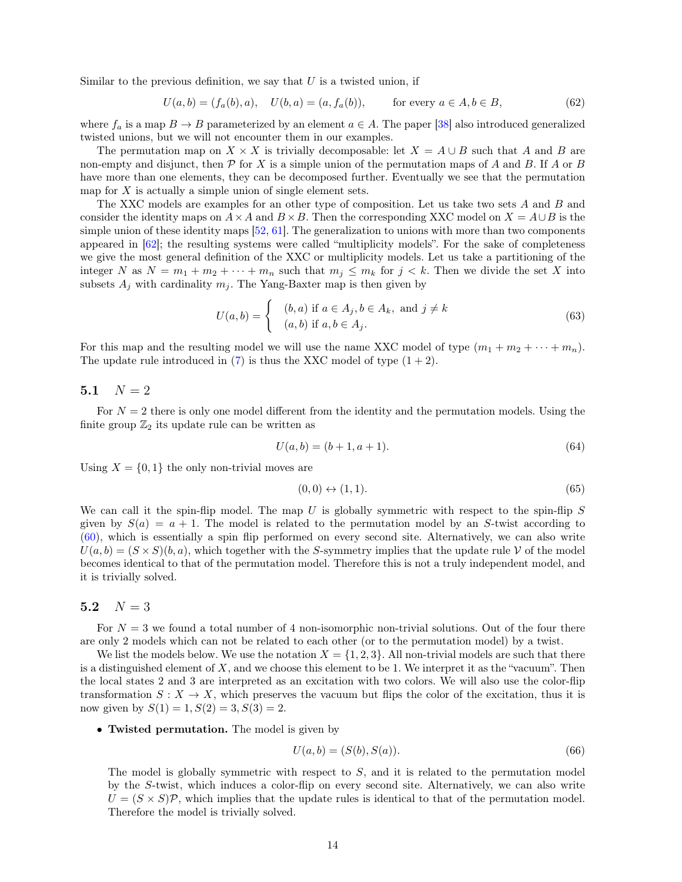Similar to the previous definition, we say that $U$ is a twisted union, if

$$U(a,b) = (f_a(b), a), \quad U(b,a) = (a, f_a(b)), \qquad \text{for every } a \in A, b \in B, \tag{62}$$

where $f_a$ is a map $B \to B$ parameterized by an element $a \in A$. The paper [38] also introduced generalized twisted unions, but we will not encounter them in our examples.

The permutation map on $X \times X$ is trivially decomposable: let $X = A \cup B$ such that $A$ and $B$ are non-empty and disjunct, then $\mathcal{P}$ for $X$ is a simple union of the permutation maps of $A$ and $B$. If $A$ or $B$ have more than one elements, they can be decomposed further. Eventually we see that the permutation map for $X$ is actually a simple union of single element sets.

The XXC models are examples for an other type of composition. Let us take two sets $A$ and $B$ and consider the identity maps on $A \times A$ and $B \times B$. Then the corresponding XXC model on $X = A \cup B$ is the simple union of these identity maps [52, 61]. The generalization to unions with more than two components appeared in [62]; the resulting systems were called "multiplicity models". For the sake of completeness we give the most general definition of the XXC or multiplicity models. Let us take a partitioning of the integer $N$ as $N = m_1 + m_2 + \cdots + m_n$ such that $m_j \leq m_k$ for $j < k$. Then we divide the set $X$ into subsets $A_j$ with cardinality $m_j$. The Yang-Baxter map is then given by

$$U(a,b) = \begin{cases} (b,a) \text{ if } a \in A_j, b \in A_k, \text{ and } j \neq k \\ (a,b) \text{ if } a, b \in A_j. \end{cases} \tag{63}$$

For this map and the resulting model we will use the name XXC model of type $(m_1 + m_2 + \cdots + m_n)$. The update rule introduced in (7) is thus the XXC model of type $(1+2)$.

### 5.1 $N = 2$

For $N = 2$ there is only one model different from the identity and the permutation models. Using the finite group $\mathbb{Z}_2$ its update rule can be written as

$$U(a,b) = (b+1, a+1). \tag{64}$$

Using $X = \{0, 1\}$ the only non-trivial moves are

$$(0,0) \leftrightarrow (1,1). \tag{65}$$

We can call it the spin-flip model. The map $U$ is globally symmetric with respect to the spin-flip $S$ given by $S(a) = a + 1$. The model is related to the permutation model by an $S$-twist according to (60), which is essentially a spin flip performed on every second site. Alternatively, we can also write $U(a,b) = (S \times S)(b,a)$, which together with the $S$-symmetry implies that the update rule $\mathcal{V}$ of the model becomes identical to that of the permutation model. Therefore this is not a truly independent model, and it is trivially solved.

### 5.2 $N = 3$

For $N = 3$ we found a total number of 4 non-isomorphic non-trivial solutions. Out of the four there are only 2 models which can not be related to each other (or to the permutation model) by a twist.

We list the models below. We use the notation $X = \{1, 2, 3\}$. All non-trivial models are such that there is a distinguished element of $X$, and we choose this element to be 1. We interpret it as the "vacuum". Then the local states 2 and 3 are interpreted as an excitation with two colors. We will also use the color-flip transformation $S : X \to X$, which preserves the vacuum but flips the color of the excitation, thus it is now given by $S(1) = 1, S(2) = 3, S(3) = 2$.

- **Twisted permutation.** The model is given by

$$U(a,b) = (S(b), S(a)). \tag{66}$$

The model is globally symmetric with respect to $S$, and it is related to the permutation model by the $S$-twist, which induces a color-flip on every second site. Alternatively, we can also write $U = (S \times S)\mathcal{P}$, which implies that the update rules is identical to that of the permutation model. Therefore the model is trivially solved.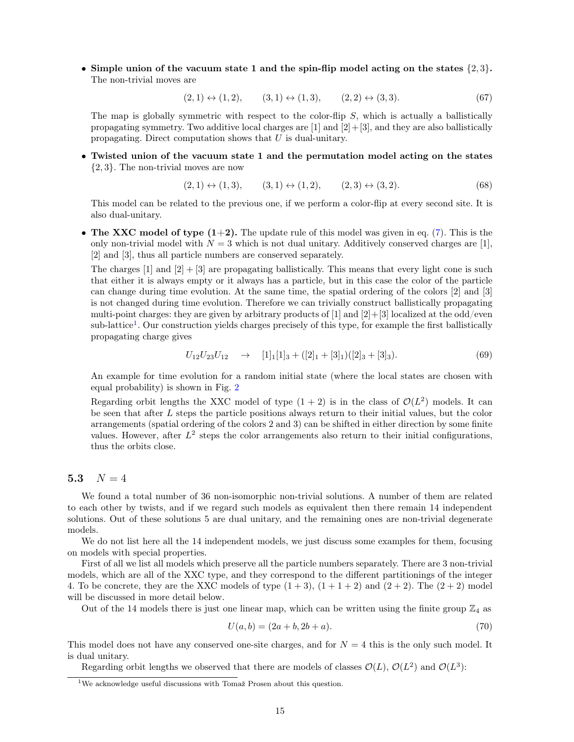- **Simple union of the vacuum state 1 and the spin-flip model acting on the states $\{2, 3\}$.** The non-trivial moves are

$$(2,1) \leftrightarrow (1,2), \qquad (3,1) \leftrightarrow (1,3), \qquad (2,2) \leftrightarrow (3,3). \tag{67}$$

  The map is globally symmetric with respect to the color-flip $S$, which is actually a ballistically propagating symmetry. Two additive local charges are [1] and [2] + [3], and they are also ballistically propagating. Direct computation shows that $U$ is dual-unitary.

- **Twisted union of the vacuum state 1 and the permutation model acting on the states $\{2, 3\}$.** The non-trivial moves are now

$$(2,1) \leftrightarrow (1,3), \qquad (3,1) \leftrightarrow (1,2), \qquad (2,3) \leftrightarrow (3,2). \tag{68}$$

  This model can be related to the previous one, if we perform a color-flip at every second site. It is also dual-unitary.

- **The XXC model of type (1+2).** The update rule of this model was given in eq. (7). This is the only non-trivial model with $N = 3$ which is not dual unitary. Additively conserved charges are [1], [2] and [3], thus all particle numbers are conserved separately.

  The charges [1] and [2] + [3] are propagating ballistically. This means that every light cone is such that either it is always empty or it always has a particle, but in this case the color of the particle can change during time evolution. At the same time, the spatial ordering of the colors [2] and [3] is not changed during time evolution. Therefore we can trivially construct ballistically propagating multi-point charges: they are given by arbitrary products of [1] and [2]+[3] localized at the odd/even sub-lattice[1]. Our construction yields charges precisely of this type, for example the first ballistically propagating charge gives

$$U_{12}U_{23}U_{12} \quad \rightarrow \quad [1]_1[1]_3 + ([2]_1 + [3]_1)([2]_3 + [3]_3). \tag{69}$$

  An example for time evolution for a random initial state (where the local states are chosen with equal probability) is shown in Fig. 2

  Regarding orbit lengths the XXC model of type $(1 + 2)$ is in the class of $\mathcal{O}(L^2)$ models. It can be seen that after $L$ steps the particle positions always return to their initial values, but the color arrangements (spatial ordering of the colors 2 and 3) can be shifted in either direction by some finite values. However, after $L^2$ steps the color arrangements also return to their initial configurations, thus the orbits close.

### 5.3 $N = 4$

We found a total number of 36 non-isomorphic non-trivial solutions. A number of them are related to each other by twists, and if we regard such models as equivalent then there remain 14 independent solutions. Out of these solutions 5 are dual unitary, and the remaining ones are non-trivial degenerate models.

We do not list here all the 14 independent models, we just discuss some examples for them, focusing on models with special properties.

First of all we list all models which preserve all the particle numbers separately. There are 3 non-trivial models, which are all of the XXC type, and they correspond to the different partitionings of the integer 4. To be concrete, they are the XXC models of type $(1 + 3)$, $(1 + 1 + 2)$ and $(2 + 2)$. The $(2 + 2)$ model will be discussed in more detail below.

Out of the 14 models there is just one linear map, which can be written using the finite group $\mathbb{Z}_4$ as

$$U(a,b) = (2a + b, 2b + a). \tag{70}$$

This model does not have any conserved one-site charges, and for $N = 4$ this is the only such model. It is dual unitary.

Regarding orbit lengths we observed that there are models of classes $\mathcal{O}(L)$, $\mathcal{O}(L^2)$ and $\mathcal{O}(L^3)$:

[1] We acknowledge useful discussions with Tomaž Prosen about this question.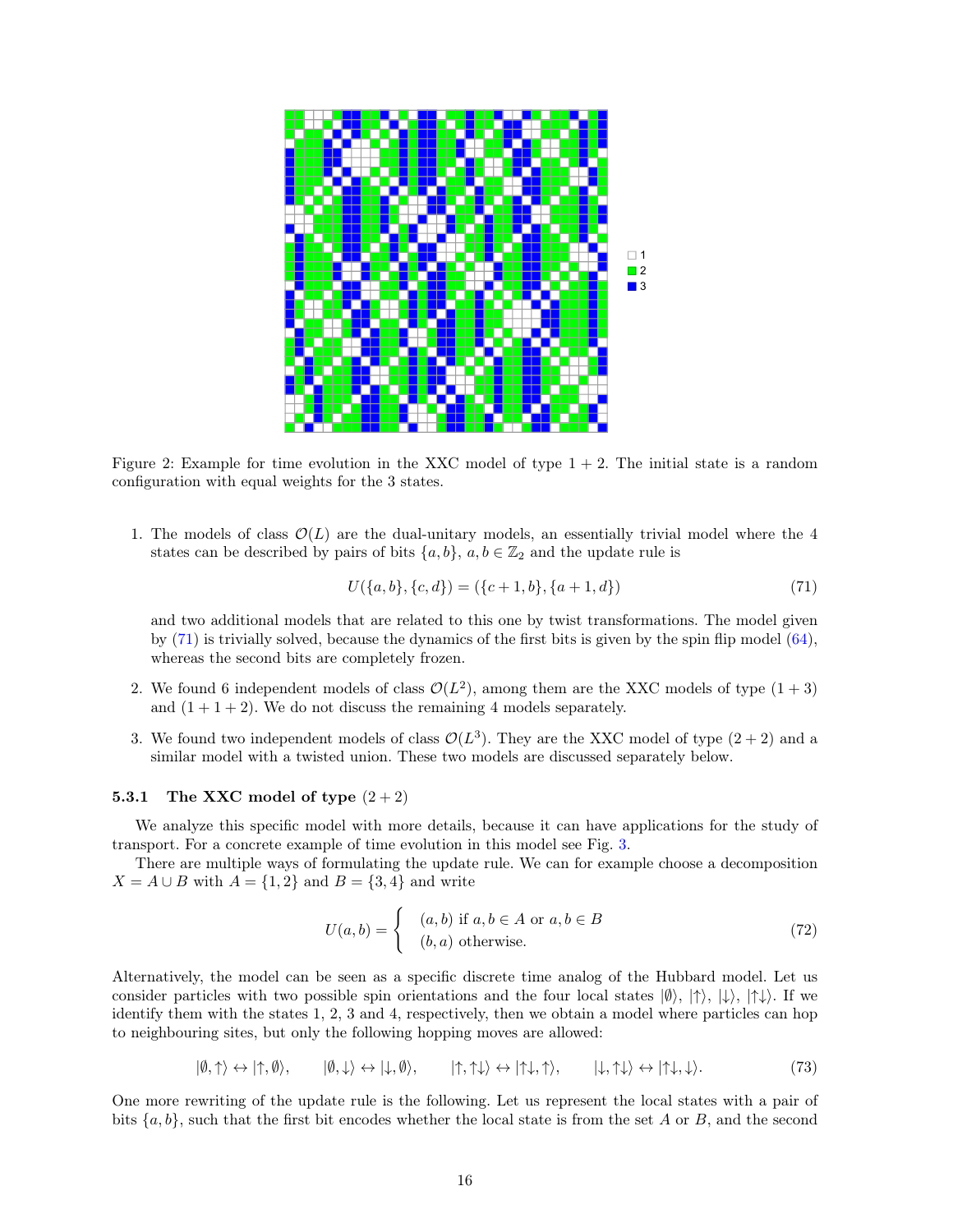1
2
3

Figure 2: Example for time evolution in the XXC model of type $1+2$. The initial state is a random configuration with equal weights for the 3 states.

1. The models of class $\mathcal{O}(L)$ are the dual-unitary models, an essentially trivial model where the 4 states can be described by pairs of bits $\{a,b\}$, $a,b \in \mathbb{Z}_2$ and the update rule is

$$U(\{a,b\},\{c,d\}) = (\{c+1,b\},\{a+1,d\}) \tag{71}$$

and two additional models that are related to this one by twist transformations. The model given by (71) is trivially solved, because the dynamics of the first bits is given by the spin flip model (64), whereas the second bits are completely frozen.

2. We found 6 independent models of class $\mathcal{O}(L^2)$, among them are the XXC models of type $(1+3)$ and $(1+1+2)$. We do not discuss the remaining 4 models separately.

3. We found two independent models of class $\mathcal{O}(L^3)$. They are the XXC model of type $(2+2)$ and a similar model with a twisted union. These two models are discussed separately below.

### 5.3.1 The XXC model of type $(2+2)$

We analyze this specific model with more details, because it can have applications for the study of transport. For a concrete example of time evolution in this model see Fig. 3.

There are multiple ways of formulating the update rule. We can for example choose a decomposition $X = A \cup B$ with $A = \{1,2\}$ and $B = \{3,4\}$ and write

$$U(a,b) = \begin{cases} (a,b) \text{ if } a,b \in A \text{ or } a,b \in B \\ (b,a) \text{ otherwise.} \end{cases} \tag{72}$$

Alternatively, the model can be seen as a specific discrete time analog of the Hubbard model. Let us consider particles with two possible spin orientations and the four local states $|\emptyset\rangle$, $|\uparrow\rangle$, $|\downarrow\rangle$, $|\uparrow\downarrow\rangle$. If we identify them with the states 1, 2, 3 and 4, respectively, then we obtain a model where particles can hop to neighbouring sites, but only the following hopping moves are allowed:

$$|\emptyset,\uparrow\rangle \leftrightarrow |\uparrow,\emptyset\rangle, \qquad |\emptyset,\downarrow\rangle \leftrightarrow |\downarrow,\emptyset\rangle, \qquad |\uparrow,\uparrow\downarrow\rangle \leftrightarrow |\uparrow\downarrow,\uparrow\rangle, \qquad |\downarrow,\uparrow\downarrow\rangle \leftrightarrow |\uparrow\downarrow,\downarrow\rangle. \tag{73}$$

One more rewriting of the update rule is the following. Let us represent the local states with a pair of bits $\{a,b\}$, such that the first bit encodes whether the local state is from the set $A$ or $B$, and the second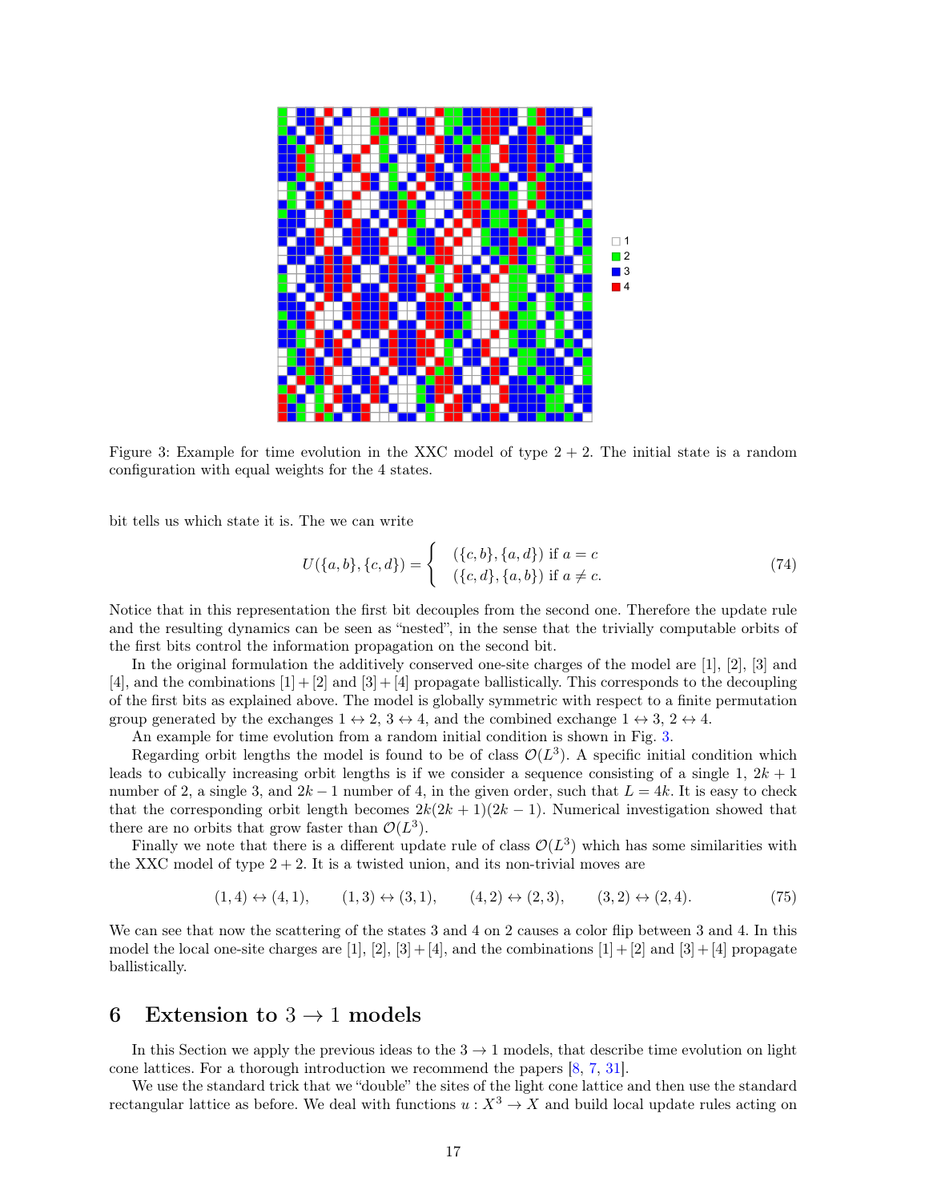1
2
3
4

Figure 3: Example for time evolution in the XXC model of type $2 + 2$. The initial state is a random configuration with equal weights for the 4 states.

bit tells us which state it is. The we can write

$$U(\{a, b\}, \{c, d\}) = \begin{cases} (\{c, b\}, \{a, d\}) \text{ if } a = c \\ (\{c, d\}, \{a, b\}) \text{ if } a \neq c. \end{cases} \tag{74}$$

Notice that in this representation the first bit decouples from the second one. Therefore the update rule and the resulting dynamics can be seen as "nested", in the sense that the trivially computable orbits of the first bits control the information propagation on the second bit.

In the original formulation the additively conserved one-site charges of the model are [1], [2], [3] and [4], and the combinations [1] + [2] and [3] + [4] propagate ballistically. This corresponds to the decoupling of the first bits as explained above. The model is globally symmetric with respect to a finite permutation group generated by the exchanges $1 \leftrightarrow 2$, $3 \leftrightarrow 4$, and the combined exchange $1 \leftrightarrow 3$, $2 \leftrightarrow 4$.

An example for time evolution from a random initial condition is shown in Fig. 3.

Regarding orbit lengths the model is found to be of class $\mathcal{O}(L^3)$. A specific initial condition which leads to cubically increasing orbit lengths is if we consider a sequence consisting of a single 1, $2k + 1$ number of 2, a single 3, and $2k - 1$ number of 4, in the given order, such that $L = 4k$. It is easy to check that the corresponding orbit length becomes $2k(2k + 1)(2k - 1)$. Numerical investigation showed that there are no orbits that grow faster than $\mathcal{O}(L^3)$.

Finally we note that there is a different update rule of class $\mathcal{O}(L^3)$ which has some similarities with the XXC model of type $2 + 2$. It is a twisted union, and its non-trivial moves are

$$(1, 4) \leftrightarrow (4, 1), \qquad (1, 3) \leftrightarrow (3, 1), \qquad (4, 2) \leftrightarrow (2, 3), \qquad (3, 2) \leftrightarrow (2, 4). \tag{75}$$

We can see that now the scattering of the states 3 and 4 on 2 causes a color flip between 3 and 4. In this model the local one-site charges are [1], [2], [3] + [4], and the combinations [1] + [2] and [3] + [4] propagate ballistically.

## 6 Extension to $3 \to 1$ models

In this Section we apply the previous ideas to the $3 \to 1$ models, that describe time evolution on light cone lattices. For a thorough introduction we recommend the papers [8, 7, 31].

We use the standard trick that we "double" the sites of the light cone lattice and then use the standard rectangular lattice as before. We deal with functions $u : X^3 \to X$ and build local update rules acting on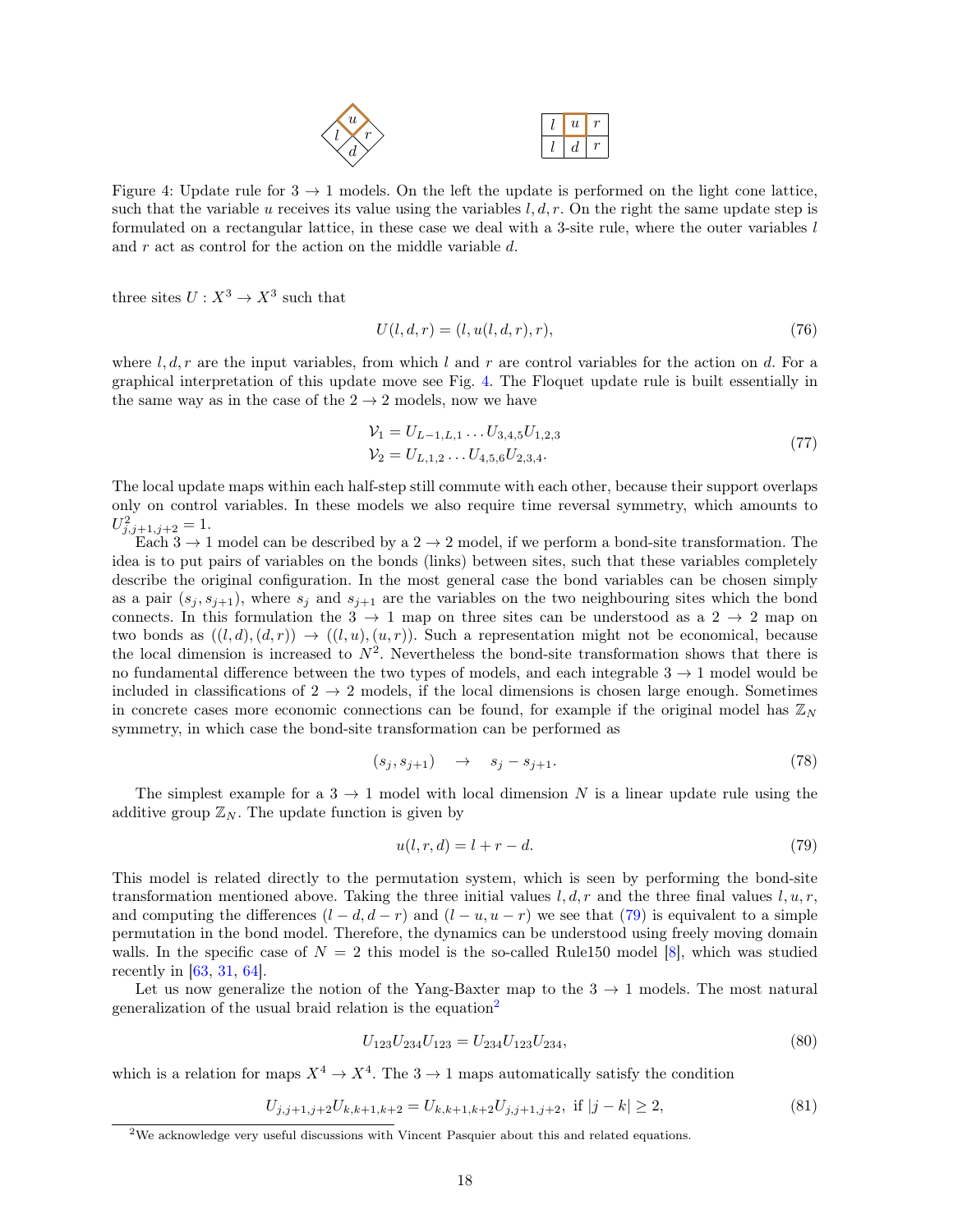Figure 4: Update rule for $3 \to 1$ models. On the left the update is performed on the light cone lattice, such that the variable $u$ receives its value using the variables $l, d, r$. On the right the same update step is formulated on a rectangular lattice, in these case we deal with a 3-site rule, where the outer variables $l$ and $r$ act as control for the action on the middle variable $d$.

three sites $U : X^3 \to X^3$ such that

$$U(l, d, r) = (l, u(l, d, r), r), \tag{76}$$

where $l, d, r$ are the input variables, from which $l$ and $r$ are control variables for the action on $d$. For a graphical interpretation of this update move see Fig. 4. The Floquet update rule is built essentially in the same way as in the case of the $2 \to 2$ models, now we have

$$\begin{aligned}
\mathcal{V}_1 &= U_{L-1,L,1} \dots U_{3,4,5} U_{1,2,3} \\
\mathcal{V}_2 &= U_{L,1,2} \dots U_{4,5,6} U_{2,3,4}.
\end{aligned} \tag{77}$$

The local update maps within each half-step still commute with each other, because their support overlaps only on control variables. In these models we also require time reversal symmetry, which amounts to $U_{j,j+1,j+2}^2 = 1$.

Each $3 \to 1$ model can be described by a $2 \to 2$ model, if we perform a bond-site transformation. The idea is to put pairs of variables on the bonds (links) between sites, such that these variables completely describe the original configuration. In the most general case the bond variables can be chosen simply as a pair $(s_j, s_{j+1})$, where $s_j$ and $s_{j+1}$ are the variables on the two neighbouring sites which the bond connects. In this formulation the $3 \to 1$ map on three sites can be understood as a $2 \to 2$ map on two bonds as $((l, d), (d, r)) \to ((l, u), (u, r))$. Such a representation might not be economical, because the local dimension is increased to $N^2$. Nevertheless the bond-site transformation shows that there is no fundamental difference between the two types of models, and each integrable $3 \to 1$ model would be included in classifications of $2 \to 2$ models, if the local dimensions is chosen large enough. Sometimes in concrete cases more economic connections can be found, for example if the original model has $\mathbb{Z}_N$ symmetry, in which case the bond-site transformation can be performed as

$$(s_j, s_{j+1}) \quad \to \quad s_j - s_{j+1}. \tag{78}$$

The simplest example for a $3 \to 1$ model with local dimension $N$ is a linear update rule using the additive group $\mathbb{Z}_N$. The update function is given by

$$u(l, r, d) = l + r - d. \tag{79}$$

This model is related directly to the permutation system, which is seen by performing the bond-site transformation mentioned above. Taking the three initial values $l, d, r$ and the three final values $l, u, r$, and computing the differences $(l - d, d - r)$ and $(l - u, u - r)$ we see that (79) is equivalent to a simple permutation in the bond model. Therefore, the dynamics can be understood using freely moving domain walls. In the specific case of $N = 2$ this model is the so-called Rule150 model [8], which was studied recently in [63, 31, 64].

Let us now generalize the notion of the Yang-Baxter map to the $3 \to 1$ models. The most natural generalization of the usual braid relation is the equation[2]

$$U_{123} U_{234} U_{123} = U_{234} U_{123} U_{234}, \tag{80}$$

which is a relation for maps $X^4 \to X^4$. The $3 \to 1$ maps automatically satisfy the condition

$$U_{j,j+1,j+2} U_{k,k+1,k+2} = U_{k,k+1,k+2} U_{j,j+1,j+2}, \text{ if } |j - k| \geq 2, \tag{81}$$

[2] We acknowledge very useful discussions with Vincent Pasquier about this and related equations.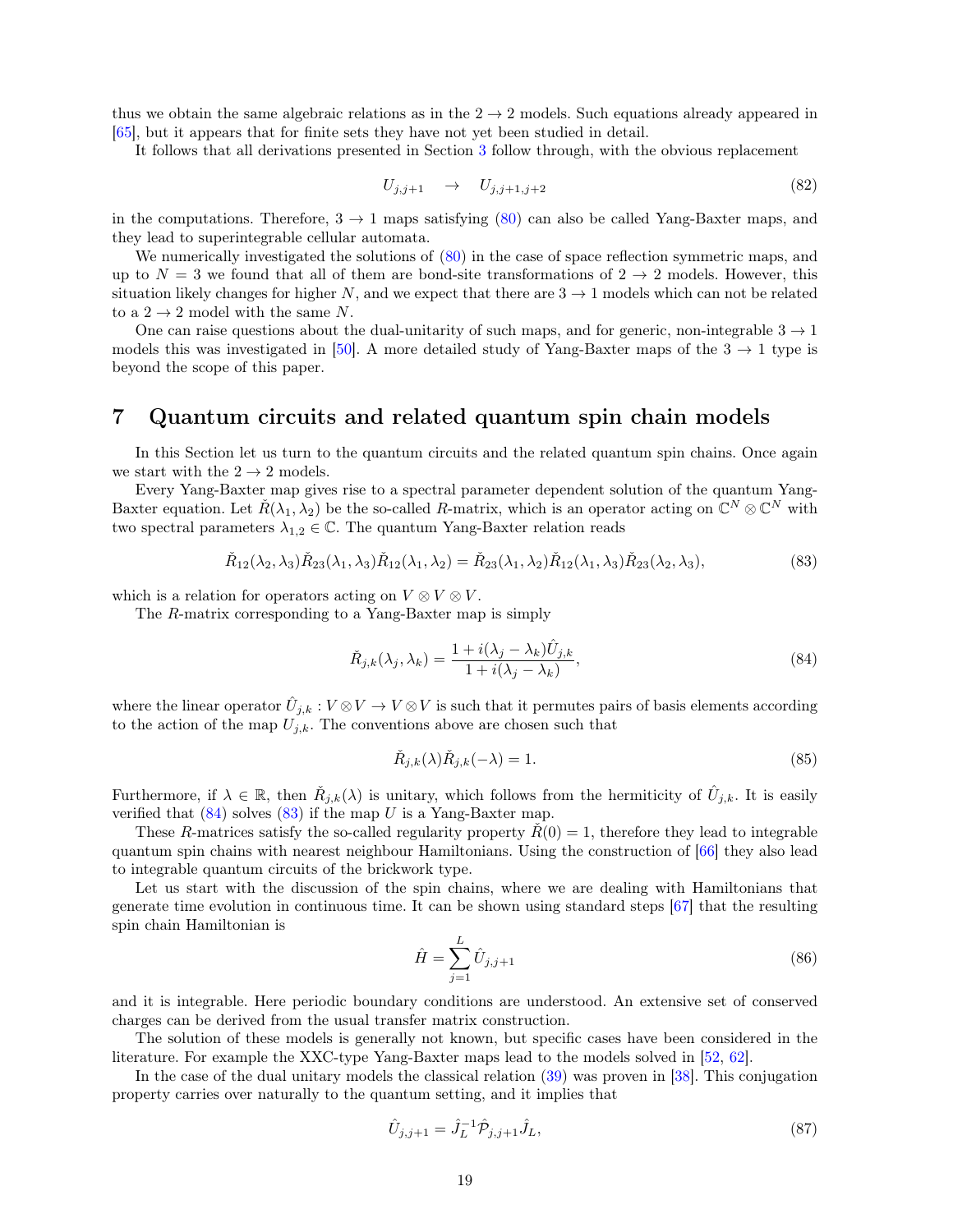thus we obtain the same algebraic relations as in the $2 \to 2$ models. Such equations already appeared in [65], but it appears that for finite sets they have not yet been studied in detail.

It follows that all derivations presented in Section 3 follow through, with the obvious replacement

$$U_{j,j+1} \quad \to \quad U_{j,j+1,j+2} \tag{82}$$

in the computations. Therefore, $3 \to 1$ maps satisfying (80) can also be called Yang-Baxter maps, and they lead to superintegrable cellular automata.

We numerically investigated the solutions of (80) in the case of space reflection symmetric maps, and up to $N = 3$ we found that all of them are bond-site transformations of $2 \to 2$ models. However, this situation likely changes for higher $N$, and we expect that there are $3 \to 1$ models which can not be related to a $2 \to 2$ model with the same $N$.

One can raise questions about the dual-unitarity of such maps, and for generic, non-integrable $3 \to 1$ models this was investigated in [50]. A more detailed study of Yang-Baxter maps of the $3 \to 1$ type is beyond the scope of this paper.

# 7 Quantum circuits and related quantum spin chain models

In this Section let us turn to the quantum circuits and the related quantum spin chains. Once again we start with the $2 \to 2$ models.

Every Yang-Baxter map gives rise to a spectral parameter dependent solution of the quantum Yang-Baxter equation. Let $\check{R}(\lambda_1, \lambda_2)$ be the so-called $R$-matrix, which is an operator acting on $\mathbb{C}^N \otimes \mathbb{C}^N$ with two spectral parameters $\lambda_{1,2} \in \mathbb{C}$. The quantum Yang-Baxter relation reads

$$\check{R}_{12}(\lambda_2, \lambda_3)\check{R}_{23}(\lambda_1, \lambda_3)\check{R}_{12}(\lambda_1, \lambda_2) = \check{R}_{23}(\lambda_1, \lambda_2)\check{R}_{12}(\lambda_1, \lambda_3)\check{R}_{23}(\lambda_2, \lambda_3), \tag{83}$$

which is a relation for operators acting on $V \otimes V \otimes V$.

The $R$-matrix corresponding to a Yang-Baxter map is simply

$$\check{R}_{j,k}(\lambda_j, \lambda_k) = \frac{1 + i(\lambda_j - \lambda_k)\hat{U}_{j,k}}{1 + i(\lambda_j - \lambda_k)}, \tag{84}$$

where the linear operator $\hat{U}_{j,k} : V \otimes V \to V \otimes V$ is such that it permutes pairs of basis elements according to the action of the map $U_{j,k}$. The conventions above are chosen such that

$$\check{R}_{j,k}(\lambda)\check{R}_{j,k}(-\lambda) = 1. \tag{85}$$

Furthermore, if $\lambda \in \mathbb{R}$, then $\check{R}_{j,k}(\lambda)$ is unitary, which follows from the hermiticity of $\hat{U}_{j,k}$. It is easily verified that (84) solves (83) if the map $U$ is a Yang-Baxter map.

These $R$-matrices satisfy the so-called regularity property $\check{R}(0) = 1$, therefore they lead to integrable quantum spin chains with nearest neighbour Hamiltonians. Using the construction of [66] they also lead to integrable quantum circuits of the brickwork type.

Let us start with the discussion of the spin chains, where we are dealing with Hamiltonians that generate time evolution in continuous time. It can be shown using standard steps [67] that the resulting spin chain Hamiltonian is

$$\hat{H} = \sum_{j=1}^{L} \hat{U}_{j,j+1} \tag{86}$$

and it is integrable. Here periodic boundary conditions are understood. An extensive set of conserved charges can be derived from the usual transfer matrix construction.

The solution of these models is generally not known, but specific cases have been considered in the literature. For example the XXC-type Yang-Baxter maps lead to the models solved in [52, 62].

In the case of the dual unitary models the classical relation (39) was proven in [38]. This conjugation property carries over naturally to the quantum setting, and it implies that

$$\hat{U}_{j,j+1} = \hat{J}_L^{-1}\hat{\mathcal{P}}_{j,j+1}\hat{J}_L, \tag{87}$$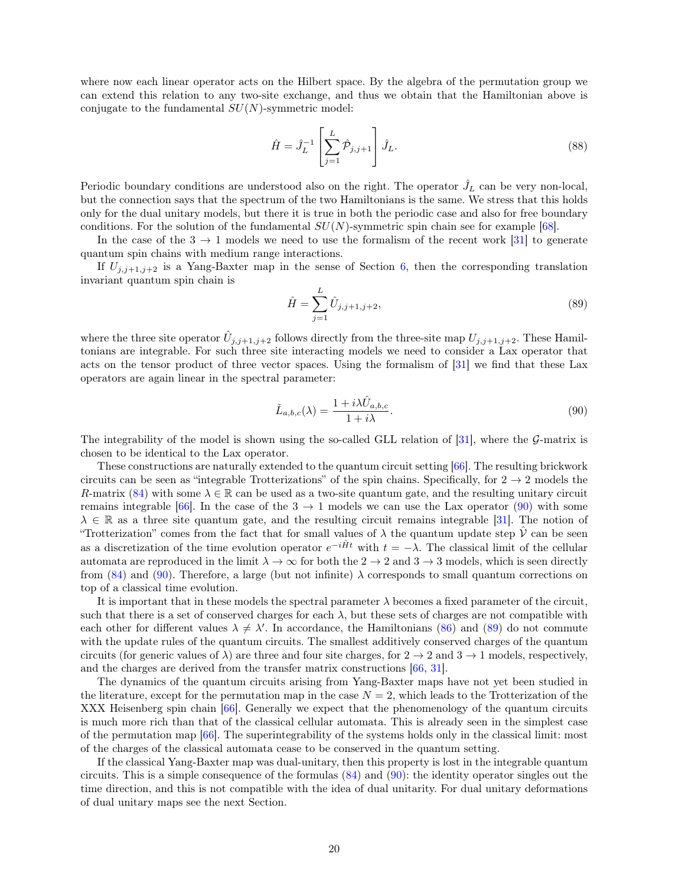where now each linear operator acts on the Hilbert space. By the algebra of the permutation group we can extend this relation to any two-site exchange, and thus we obtain that the Hamiltonian above is conjugate to the fundamental $SU(N)$-symmetric model:

$$\hat{H} = \hat{J}_L^{-1} \left[ \sum_{j=1}^{L} \hat{\mathcal{P}}_{j,j+1} \right] \hat{J}_L. \tag{88}$$

Periodic boundary conditions are understood also on the right. The operator $\hat{J}_L$ can be very non-local, but the connection says that the spectrum of the two Hamiltonians is the same. We stress that this holds only for the dual unitary models, but there it is true in both the periodic case and also for free boundary conditions. For the solution of the fundamental $SU(N)$-symmetric spin chain see for example [68].

In the case of the $3 \to 1$ models we need to use the formalism of the recent work [31] to generate quantum spin chains with medium range interactions.

If $U_{j,j+1,j+2}$ is a Yang-Baxter map in the sense of Section 6, then the corresponding translation invariant quantum spin chain is

$$\hat{H} = \sum_{j=1}^{L} \hat{U}_{j,j+1,j+2}, \tag{89}$$

where the three site operator $\hat{U}_{j,j+1,j+2}$ follows directly from the three-site map $U_{j,j+1,j+2}$. These Hamiltonians are integrable. For such three site interacting models we need to consider a Lax operator that acts on the tensor product of three vector spaces. Using the formalism of [31] we find that these Lax operators are again linear in the spectral parameter:

$$\check{L}_{a,b,c}(\lambda) = \frac{1 + i\lambda \hat{U}_{a,b,c}}{1 + i\lambda}. \tag{90}$$

The integrability of the model is shown using the so-called GLL relation of [31], where the $\mathcal{G}$-matrix is chosen to be identical to the Lax operator.

These constructions are naturally extended to the quantum circuit setting [66]. The resulting brickwork circuits can be seen as "integrable Trotterizations" of the spin chains. Specifically, for $2 \to 2$ models the $R$-matrix (84) with some $\lambda \in \mathbb{R}$ can be used as a two-site quantum gate, and the resulting unitary circuit remains integrable [66]. In the case of the $3 \to 1$ models we can use the Lax operator (90) with some $\lambda \in \mathbb{R}$ as a three site quantum gate, and the resulting circuit remains integrable [31]. The notion of "Trotterization" comes from the fact that for small values of $\lambda$ the quantum update step $\hat{\mathcal{V}}$ can be seen as a discretization of the time evolution operator $e^{-i\hat{H}t}$ with $t = -\lambda$. The classical limit of the cellular automata are reproduced in the limit $\lambda \to \infty$ for both the $2 \to 2$ and $3 \to 3$ models, which is seen directly from (84) and (90). Therefore, a large (but not infinite) $\lambda$ corresponds to small quantum corrections on top of a classical time evolution.

It is important that in these models the spectral parameter $\lambda$ becomes a fixed parameter of the circuit, such that there is a set of conserved charges for each $\lambda$, but these sets of charges are not compatible with each other for different values $\lambda \neq \lambda'$. In accordance, the Hamiltonians (86) and (89) do not commute with the update rules of the quantum circuits. The smallest additively conserved charges of the quantum circuits (for generic values of $\lambda$) are three and four site charges, for $2 \to 2$ and $3 \to 1$ models, respectively, and the charges are derived from the transfer matrix constructions [66, 31].

The dynamics of the quantum circuits arising from Yang-Baxter maps have not yet been studied in the literature, except for the permutation map in the case $N = 2$, which leads to the Trotterization of the XXX Heisenberg spin chain [66]. Generally we expect that the phenomenology of the quantum circuits is much more rich than that of the classical cellular automata. This is already seen in the simplest case of the permutation map [66]. The superintegrability of the systems holds only in the classical limit: most of the charges of the classical automata cease to be conserved in the quantum setting.

If the classical Yang-Baxter map was dual-unitary, then this property is lost in the integrable quantum circuits. This is a simple consequence of the formulas (84) and (90): the identity operator singles out the time direction, and this is not compatible with the idea of dual unitarity. For dual unitary deformations of dual unitary maps see the next Section.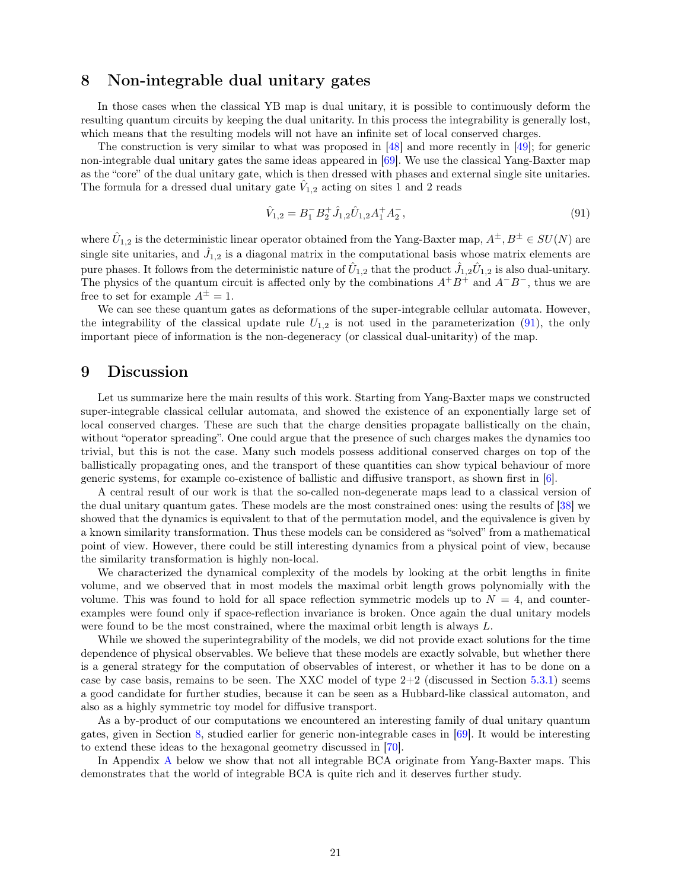# 8 Non-integrable dual unitary gates

In those cases when the classical YB map is dual unitary, it is possible to continuously deform the resulting quantum circuits by keeping the dual unitarity. In this process the integrability is generally lost, which means that the resulting models will not have an infinite set of local conserved charges.

The construction is very similar to what was proposed in [48] and more recently in [49]; for generic non-integrable dual unitary gates the same ideas appeared in [69]. We use the classical Yang-Baxter map as the "core" of the dual unitary gate, which is then dressed with phases and external single site unitaries. The formula for a dressed dual unitary gate $\hat{V}_{1,2}$ acting on sites 1 and 2 reads

$$\hat{V}_{1,2} = B_1^- B_2^+ \hat{J}_{1,2} \hat{U}_{1,2} A_1^+ A_2^-, \tag{91}$$

where $\hat{U}_{1,2}$ is the deterministic linear operator obtained from the Yang-Baxter map, $A^\pm, B^\pm \in SU(N)$ are single site unitaries, and $\hat{J}_{1,2}$ is a diagonal matrix in the computational basis whose matrix elements are pure phases. It follows from the deterministic nature of $\hat{U}_{1,2}$ that the product $\hat{J}_{1,2}\hat{U}_{1,2}$ is also dual-unitary. The physics of the quantum circuit is affected only by the combinations $A^+B^+$ and $A^-B^-$, thus we are free to set for example $A^\pm = 1$.

We can see these quantum gates as deformations of the super-integrable cellular automata. However, the integrability of the classical update rule $U_{1,2}$ is not used in the parameterization (91), the only important piece of information is the non-degeneracy (or classical dual-unitarity) of the map.

# 9 Discussion

Let us summarize here the main results of this work. Starting from Yang-Baxter maps we constructed super-integrable classical cellular automata, and showed the existence of an exponentially large set of local conserved charges. These are such that the charge densities propagate ballistically on the chain, without "operator spreading". One could argue that the presence of such charges makes the dynamics too trivial, but this is not the case. Many such models possess additional conserved charges on top of the ballistically propagating ones, and the transport of these quantities can show typical behaviour of more generic systems, for example co-existence of ballistic and diffusive transport, as shown first in [6].

A central result of our work is that the so-called non-degenerate maps lead to a classical version of the dual unitary quantum gates. These models are the most constrained ones: using the results of [38] we showed that the dynamics is equivalent to that of the permutation model, and the equivalence is given by a known similarity transformation. Thus these models can be considered as "solved" from a mathematical point of view. However, there could be still interesting dynamics from a physical point of view, because the similarity transformation is highly non-local.

We characterized the dynamical complexity of the models by looking at the orbit lengths in finite volume, and we observed that in most models the maximal orbit length grows polynomially with the volume. This was found to hold for all space reflection symmetric models up to $N = 4$, and counter-examples were found only if space-reflection invariance is broken. Once again the dual unitary models were found to be the most constrained, where the maximal orbit length is always $L$.

While we showed the superintegrability of the models, we did not provide exact solutions for the time dependence of physical observables. We believe that these models are exactly solvable, but whether there is a general strategy for the computation of observables of interest, or whether it has to be done on a case by case basis, remains to be seen. The XXC model of type 2+2 (discussed in Section 5.3.1) seems a good candidate for further studies, because it can be seen as a Hubbard-like classical automaton, and also as a highly symmetric toy model for diffusive transport.

As a by-product of our computations we encountered an interesting family of dual unitary quantum gates, given in Section 8, studied earlier for generic non-integrable cases in [69]. It would be interesting to extend these ideas to the hexagonal geometry discussed in [70].

In Appendix A below we show that not all integrable BCA originate from Yang-Baxter maps. This demonstrates that the world of integrable BCA is quite rich and it deserves further study.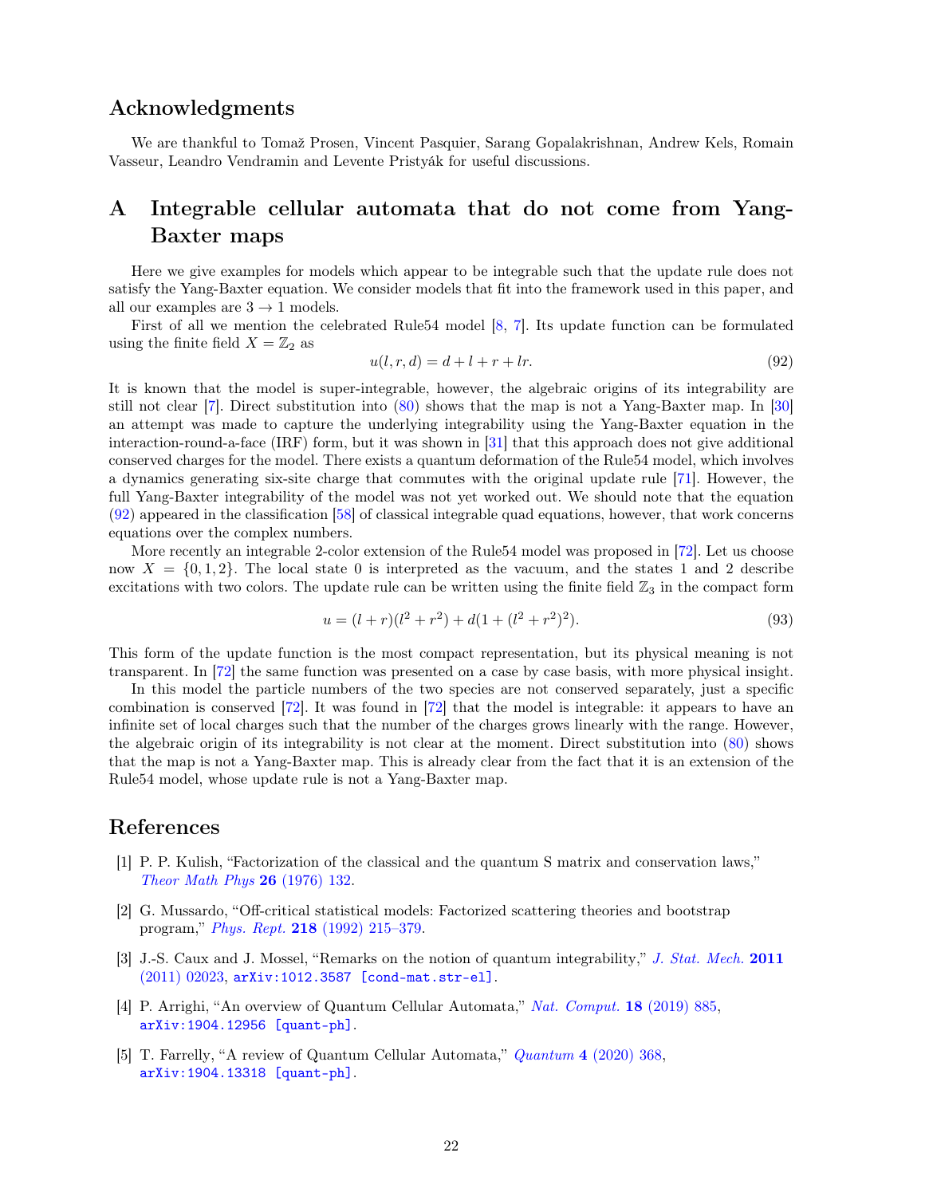## Acknowledgments

We are thankful to Tomaž Prosen, Vincent Pasquier, Sarang Gopalakrishnan, Andrew Kels, Romain Vasseur, Leandro Vendramin and Levente Pristyák for useful discussions.

# A Integrable cellular automata that do not come from Yang-Baxter maps

Here we give examples for models which appear to be integrable such that the update rule does not satisfy the Yang-Baxter equation. We consider models that fit into the framework used in this paper, and all our examples are $3 \to 1$ models.

First of all we mention the celebrated Rule54 model [8, 7]. Its update function can be formulated using the finite field $X = \mathbb{Z}_2$ as

$$u(l, r, d) = d + l + r + lr. \tag{92}$$

It is known that the model is super-integrable, however, the algebraic origins of its integrability are still not clear [7]. Direct substitution into (80) shows that the map is not a Yang-Baxter map. In [30] an attempt was made to capture the underlying integrability using the Yang-Baxter equation in the interaction-round-a-face (IRF) form, but it was shown in [31] that this approach does not give additional conserved charges for the model. There exists a quantum deformation of the Rule54 model, which involves a dynamics generating six-site charge that commutes with the original update rule [71]. However, the full Yang-Baxter integrability of the model was not yet worked out. We should note that the equation (92) appeared in the classification [58] of classical integrable quad equations, however, that work concerns equations over the complex numbers.

More recently an integrable 2-color extension of the Rule54 model was proposed in [72]. Let us choose now $X = \{0, 1, 2\}$. The local state 0 is interpreted as the vacuum, and the states 1 and 2 describe excitations with two colors. The update rule can be written using the finite field $\mathbb{Z}_3$ in the compact form

$$u = (l + r)(l^2 + r^2) + d(1 + (l^2 + r^2)^2). \tag{93}$$

This form of the update function is the most compact representation, but its physical meaning is not transparent. In [72] the same function was presented on a case by case basis, with more physical insight.

In this model the particle numbers of the two species are not conserved separately, just a specific combination is conserved [72]. It was found in [72] that the model is integrable: it appears to have an infinite set of local charges such that the number of the charges grows linearly with the range. However, the algebraic origin of its integrability is not clear at the moment. Direct substitution into (80) shows that the map is not a Yang-Baxter map. This is already clear from the fact that it is an extension of the Rule54 model, whose update rule is not a Yang-Baxter map.

## References

[1] P. P. Kulish, "Factorization of the classical and the quantum S matrix and conservation laws," *Theor Math Phys* **26** (1976) 132.

[2] G. Mussardo, "Off-critical statistical models: Factorized scattering theories and bootstrap program," *Phys. Rept.* **218** (1992) 215–379.

[3] J.-S. Caux and J. Mossel, "Remarks on the notion of quantum integrability," *J. Stat. Mech.* **2011** (2011) 02023, arXiv:1012.3587 [cond-mat.str-el].

[4] P. Arrighi, "An overview of Quantum Cellular Automata," *Nat. Comput.* **18** (2019) 885, arXiv:1904.12956 [quant-ph].

[5] T. Farrelly, "A review of Quantum Cellular Automata," *Quantum* **4** (2020) 368, arXiv:1904.13318 [quant-ph].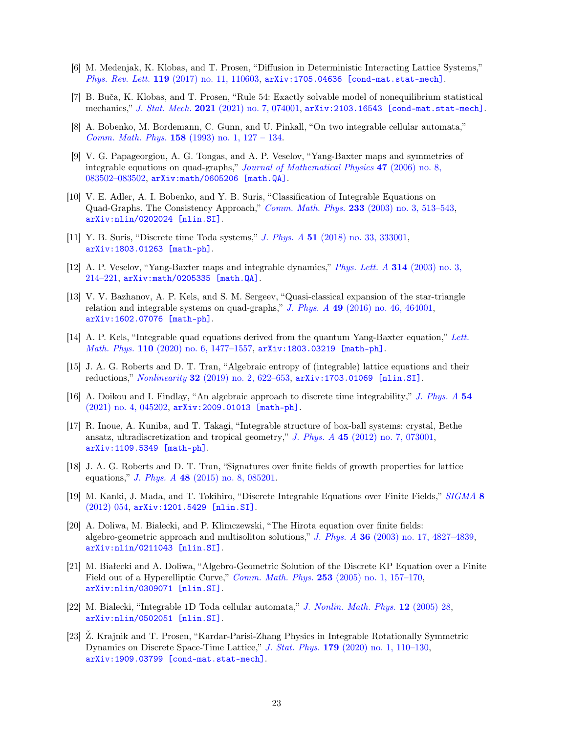[6] M. Medenjak, K. Klobas, and T. Prosen, "Diffusion in Deterministic Interacting Lattice Systems," *Phys. Rev. Lett.* **119** (2017) no. 11, 110603, arXiv:1705.04636 [cond-mat.stat-mech].

[7] B. Buča, K. Klobas, and T. Prosen, "Rule 54: Exactly solvable model of nonequilibrium statistical mechanics," *J. Stat. Mech.* **2021** (2021) no. 7, 074001, arXiv:2103.16543 [cond-mat.stat-mech].

[8] A. Bobenko, M. Bordemann, C. Gunn, and U. Pinkall, "On two integrable cellular automata," *Comm. Math. Phys.* **158** (1993) no. 1, 127 – 134.

[9] V. G. Papageorgiou, A. G. Tongas, and A. P. Veselov, "Yang-Baxter maps and symmetries of integrable equations on quad-graphs," *Journal of Mathematical Physics* **47** (2006) no. 8, 083502–083502, arXiv:math/0605206 [math.QA].

[10] V. E. Adler, A. I. Bobenko, and Y. B. Suris, "Classification of Integrable Equations on Quad-Graphs. The Consistency Approach," *Comm. Math. Phys.* **233** (2003) no. 3, 513–543, arXiv:nlin/0202024 [nlin.SI].

[11] Y. B. Suris, "Discrete time Toda systems," *J. Phys. A* **51** (2018) no. 33, 333001, arXiv:1803.01263 [math-ph].

[12] A. P. Veselov, "Yang-Baxter maps and integrable dynamics," *Phys. Lett. A* **314** (2003) no. 3, 214–221, arXiv:math/0205335 [math.QA].

[13] V. V. Bazhanov, A. P. Kels, and S. M. Sergeev, "Quasi-classical expansion of the star-triangle relation and integrable systems on quad-graphs," *J. Phys. A* **49** (2016) no. 46, 464001, arXiv:1602.07076 [math-ph].

[14] A. P. Kels, "Integrable quad equations derived from the quantum Yang-Baxter equation," *Lett. Math. Phys.* **110** (2020) no. 6, 1477–1557, arXiv:1803.03219 [math-ph].

[15] J. A. G. Roberts and D. T. Tran, "Algebraic entropy of (integrable) lattice equations and their reductions," *Nonlinearity* **32** (2019) no. 2, 622–653, arXiv:1703.01069 [nlin.SI].

[16] A. Doikou and I. Findlay, "An algebraic approach to discrete time integrability," *J. Phys. A* **54** (2021) no. 4, 045202, arXiv:2009.01013 [math-ph].

[17] R. Inoue, A. Kuniba, and T. Takagi, "Integrable structure of box-ball systems: crystal, Bethe ansatz, ultradiscretization and tropical geometry," *J. Phys. A* **45** (2012) no. 7, 073001, arXiv:1109.5349 [math-ph].

[18] J. A. G. Roberts and D. T. Tran, "Signatures over finite fields of growth properties for lattice equations," *J. Phys. A* **48** (2015) no. 8, 085201.

[19] M. Kanki, J. Mada, and T. Tokihiro, "Discrete Integrable Equations over Finite Fields," *SIGMA* **8** (2012) 054, arXiv:1201.5429 [nlin.SI].

[20] A. Doliwa, M. Bialecki, and P. Klimczewski, "The Hirota equation over finite fields: algebro-geometric approach and multisoliton solutions," *J. Phys. A* **36** (2003) no. 17, 4827–4839, arXiv:nlin/0211043 [nlin.SI].

[21] M. Białecki and A. Doliwa, "Algebro-Geometric Solution of the Discrete KP Equation over a Finite Field out of a Hyperelliptic Curve," *Comm. Math. Phys.* **253** (2005) no. 1, 157–170, arXiv:nlin/0309071 [nlin.SI].

[22] M. Bialecki, "Integrable 1D Toda cellular automata," *J. Nonlin. Math. Phys.* **12** (2005) 28, arXiv:nlin/0502051 [nlin.SI].

[23] Ž. Krajnik and T. Prosen, "Kardar-Parisi-Zhang Physics in Integrable Rotationally Symmetric Dynamics on Discrete Space-Time Lattice," *J. Stat. Phys.* **179** (2020) no. 1, 110–130, arXiv:1909.03799 [cond-mat.stat-mech].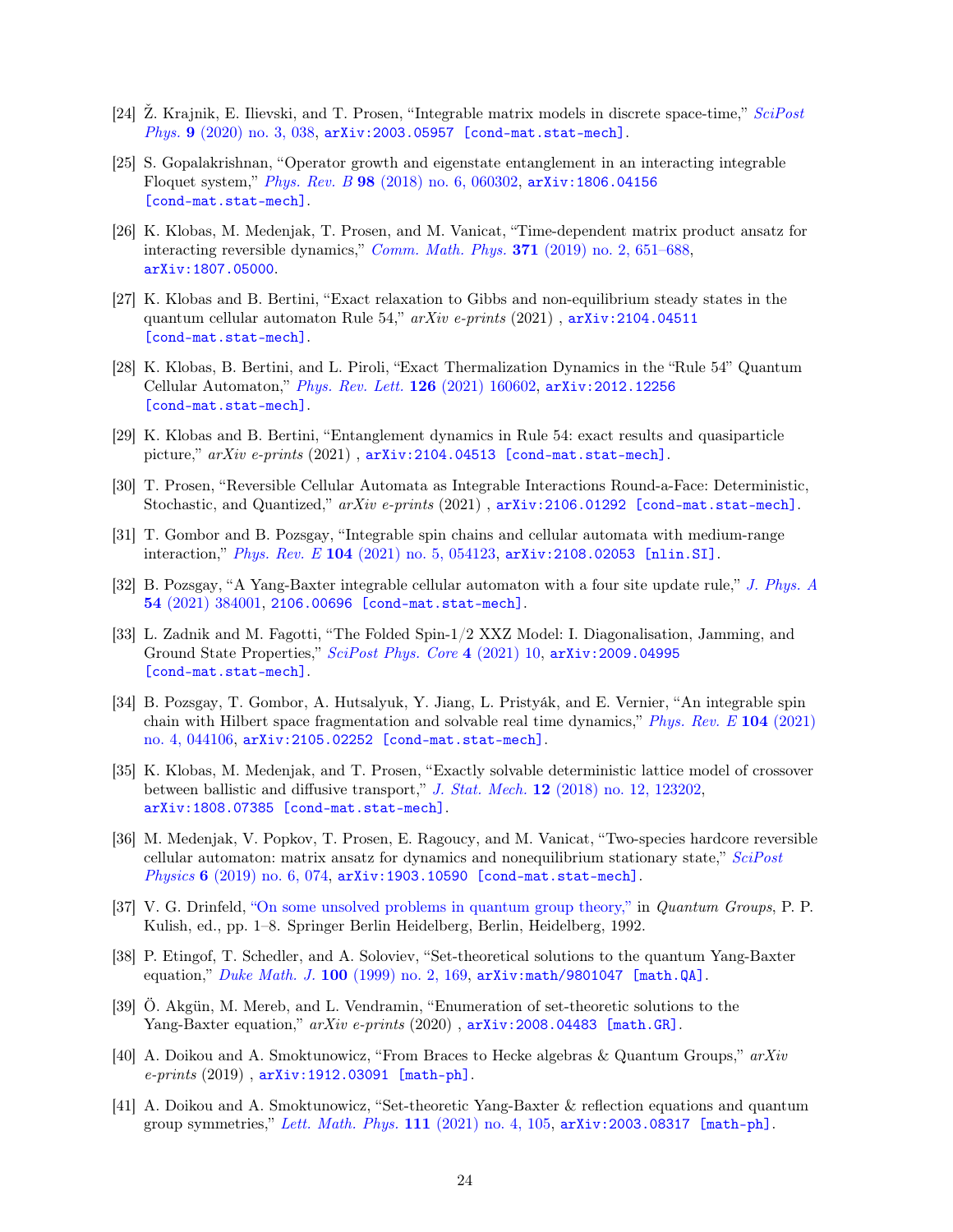[24] Ž. Krajnik, E. Ilievski, and T. Prosen, "Integrable matrix models in discrete space-time," *SciPost Phys.* **9** (2020) no. 3, 038, arXiv:2003.05957 [cond-mat.stat-mech].

[25] S. Gopalakrishnan, "Operator growth and eigenstate entanglement in an interacting integrable Floquet system," *Phys. Rev. B* **98** (2018) no. 6, 060302, arXiv:1806.04156 [cond-mat.stat-mech].

[26] K. Klobas, M. Medenjak, T. Prosen, and M. Vanicat, "Time-dependent matrix product ansatz for interacting reversible dynamics," *Comm. Math. Phys.* **371** (2019) no. 2, 651–688, arXiv:1807.05000.

[27] K. Klobas and B. Bertini, "Exact relaxation to Gibbs and non-equilibrium steady states in the quantum cellular automaton Rule 54," *arXiv e-prints* (2021) , arXiv:2104.04511 [cond-mat.stat-mech].

[28] K. Klobas, B. Bertini, and L. Piroli, "Exact Thermalization Dynamics in the "Rule 54" Quantum Cellular Automaton," *Phys. Rev. Lett.* **126** (2021) 160602, arXiv:2012.12256 [cond-mat.stat-mech].

[29] K. Klobas and B. Bertini, "Entanglement dynamics in Rule 54: exact results and quasiparticle picture," *arXiv e-prints* (2021) , arXiv:2104.04513 [cond-mat.stat-mech].

[30] T. Prosen, "Reversible Cellular Automata as Integrable Interactions Round-a-Face: Deterministic, Stochastic, and Quantized," *arXiv e-prints* (2021) , arXiv:2106.01292 [cond-mat.stat-mech].

[31] T. Gombor and B. Pozsgay, "Integrable spin chains and cellular automata with medium-range interaction," *Phys. Rev. E* **104** (2021) no. 5, 054123, arXiv:2108.02053 [nlin.SI].

[32] B. Pozsgay, "A Yang-Baxter integrable cellular automaton with a four site update rule," *J. Phys. A* **54** (2021) 384001, 2106.00696 [cond-mat.stat-mech].

[33] L. Zadnik and M. Fagotti, "The Folded Spin-1/2 XXZ Model: I. Diagonalisation, Jamming, and Ground State Properties," *SciPost Phys. Core* **4** (2021) 10, arXiv:2009.04995 [cond-mat.stat-mech].

[34] B. Pozsgay, T. Gombor, A. Hutsalyuk, Y. Jiang, L. Pristyák, and E. Vernier, "An integrable spin chain with Hilbert space fragmentation and solvable real time dynamics," *Phys. Rev. E* **104** (2021) no. 4, 044106, arXiv:2105.02252 [cond-mat.stat-mech].

[35] K. Klobas, M. Medenjak, and T. Prosen, "Exactly solvable deterministic lattice model of crossover between ballistic and diffusive transport," *J. Stat. Mech.* **12** (2018) no. 12, 123202, arXiv:1808.07385 [cond-mat.stat-mech].

[36] M. Medenjak, V. Popkov, T. Prosen, E. Ragoucy, and M. Vanicat, "Two-species hardcore reversible cellular automaton: matrix ansatz for dynamics and nonequilibrium stationary state," *SciPost Physics* **6** (2019) no. 6, 074, arXiv:1903.10590 [cond-mat.stat-mech].

[37] V. G. Drinfeld, "On some unsolved problems in quantum group theory," in *Quantum Groups*, P. P. Kulish, ed., pp. 1–8. Springer Berlin Heidelberg, Berlin, Heidelberg, 1992.

[38] P. Etingof, T. Schedler, and A. Soloviev, "Set-theoretical solutions to the quantum Yang-Baxter equation," *Duke Math. J.* **100** (1999) no. 2, 169, arXiv:math/9801047 [math.QA].

[39] Ö. Akgün, M. Mereb, and L. Vendramin, "Enumeration of set-theoretic solutions to the Yang-Baxter equation," *arXiv e-prints* (2020) , arXiv:2008.04483 [math.GR].

[40] A. Doikou and A. Smoktunowicz, "From Braces to Hecke algebras & Quantum Groups," *arXiv e-prints* (2019) , arXiv:1912.03091 [math-ph].

[41] A. Doikou and A. Smoktunowicz, "Set-theoretic Yang-Baxter & reflection equations and quantum group symmetries," *Lett. Math. Phys.* **111** (2021) no. 4, 105, arXiv:2003.08317 [math-ph].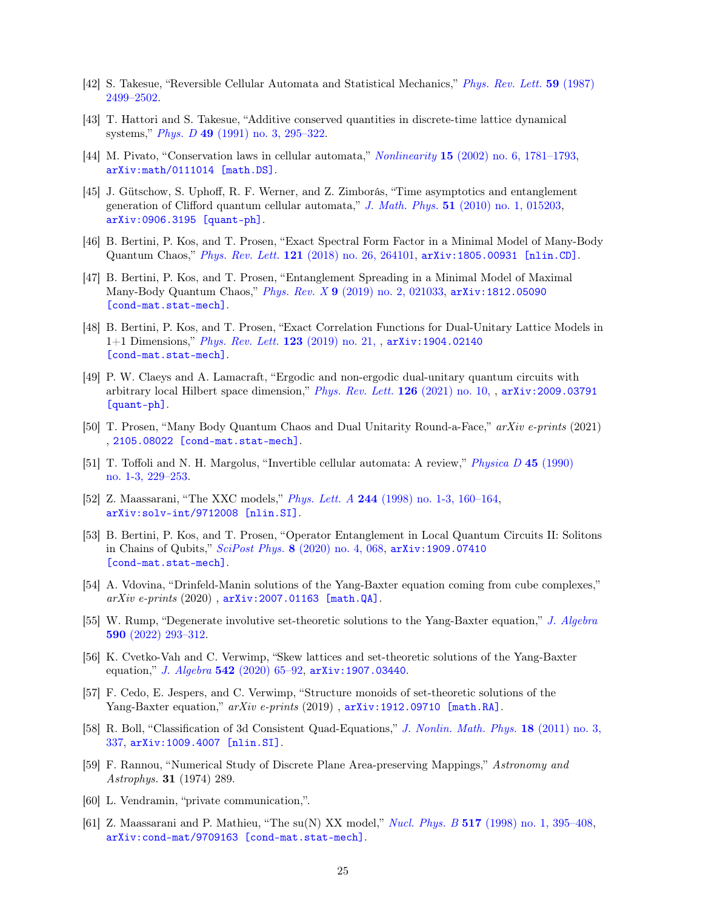[42] S. Takesue, "Reversible Cellular Automata and Statistical Mechanics," *Phys. Rev. Lett.* **59** (1987) 2499–2502.

[43] T. Hattori and S. Takesue, "Additive conserved quantities in discrete-time lattice dynamical systems," *Phys. D* **49** (1991) no. 3, 295–322.

[44] M. Pivato, "Conservation laws in cellular automata," *Nonlinearity* **15** (2002) no. 6, 1781–1793, arXiv:math/0111014 [math.DS].

[45] J. Gütschow, S. Uphoff, R. F. Werner, and Z. Zimborás, "Time asymptotics and entanglement generation of Clifford quantum cellular automata," *J. Math. Phys.* **51** (2010) no. 1, 015203, arXiv:0906.3195 [quant-ph].

[46] B. Bertini, P. Kos, and T. Prosen, "Exact Spectral Form Factor in a Minimal Model of Many-Body Quantum Chaos," *Phys. Rev. Lett.* **121** (2018) no. 26, 264101, arXiv:1805.00931 [nlin.CD].

[47] B. Bertini, P. Kos, and T. Prosen, "Entanglement Spreading in a Minimal Model of Maximal Many-Body Quantum Chaos," *Phys. Rev. X* **9** (2019) no. 2, 021033, arXiv:1812.05090 [cond-mat.stat-mech].

[48] B. Bertini, P. Kos, and T. Prosen, "Exact Correlation Functions for Dual-Unitary Lattice Models in 1+1 Dimensions," *Phys. Rev. Lett.* **123** (2019) no. 21, , arXiv:1904.02140 [cond-mat.stat-mech].

[49] P. W. Claeys and A. Lamacraft, "Ergodic and non-ergodic dual-unitary quantum circuits with arbitrary local Hilbert space dimension," *Phys. Rev. Lett.* **126** (2021) no. 10, , arXiv:2009.03791 [quant-ph].

[50] T. Prosen, "Many Body Quantum Chaos and Dual Unitarity Round-a-Face," *arXiv e-prints* (2021) , 2105.08022 [cond-mat.stat-mech].

[51] T. Toffoli and N. H. Margolus, "Invertible cellular automata: A review," *Physica D* **45** (1990) no. 1-3, 229–253.

[52] Z. Maassarani, "The XXC models," *Phys. Lett. A* **244** (1998) no. 1-3, 160–164, arXiv:solv-int/9712008 [nlin.SI].

[53] B. Bertini, P. Kos, and T. Prosen, "Operator Entanglement in Local Quantum Circuits II: Solitons in Chains of Qubits," *SciPost Phys.* **8** (2020) no. 4, 068, arXiv:1909.07410 [cond-mat.stat-mech].

[54] A. Vdovina, "Drinfeld-Manin solutions of the Yang-Baxter equation coming from cube complexes," *arXiv e-prints* (2020) , arXiv:2007.01163 [math.QA].

[55] W. Rump, "Degenerate involutive set-theoretic solutions to the Yang-Baxter equation," *J. Algebra* **590** (2022) 293–312.

[56] K. Cvetko-Vah and C. Verwimp, "Skew lattices and set-theoretic solutions of the Yang-Baxter equation," *J. Algebra* **542** (2020) 65–92, arXiv:1907.03440.

[57] F. Cedo, E. Jespers, and C. Verwimp, "Structure monoids of set-theoretic solutions of the Yang-Baxter equation," *arXiv e-prints* (2019) , arXiv:1912.09710 [math.RA].

[58] R. Boll, "Classification of 3d Consistent Quad-Equations," *J. Nonlin. Math. Phys.* **18** (2011) no. 3, 337, arXiv:1009.4007 [nlin.SI].

[59] F. Rannou, "Numerical Study of Discrete Plane Area-preserving Mappings," *Astronomy and Astrophys.* **31** (1974) 289.

[60] L. Vendramin, "private communication,".

[61] Z. Maassarani and P. Mathieu, "The su(N) XX model," *Nucl. Phys. B* **517** (1998) no. 1, 395–408, arXiv:cond-mat/9709163 [cond-mat.stat-mech].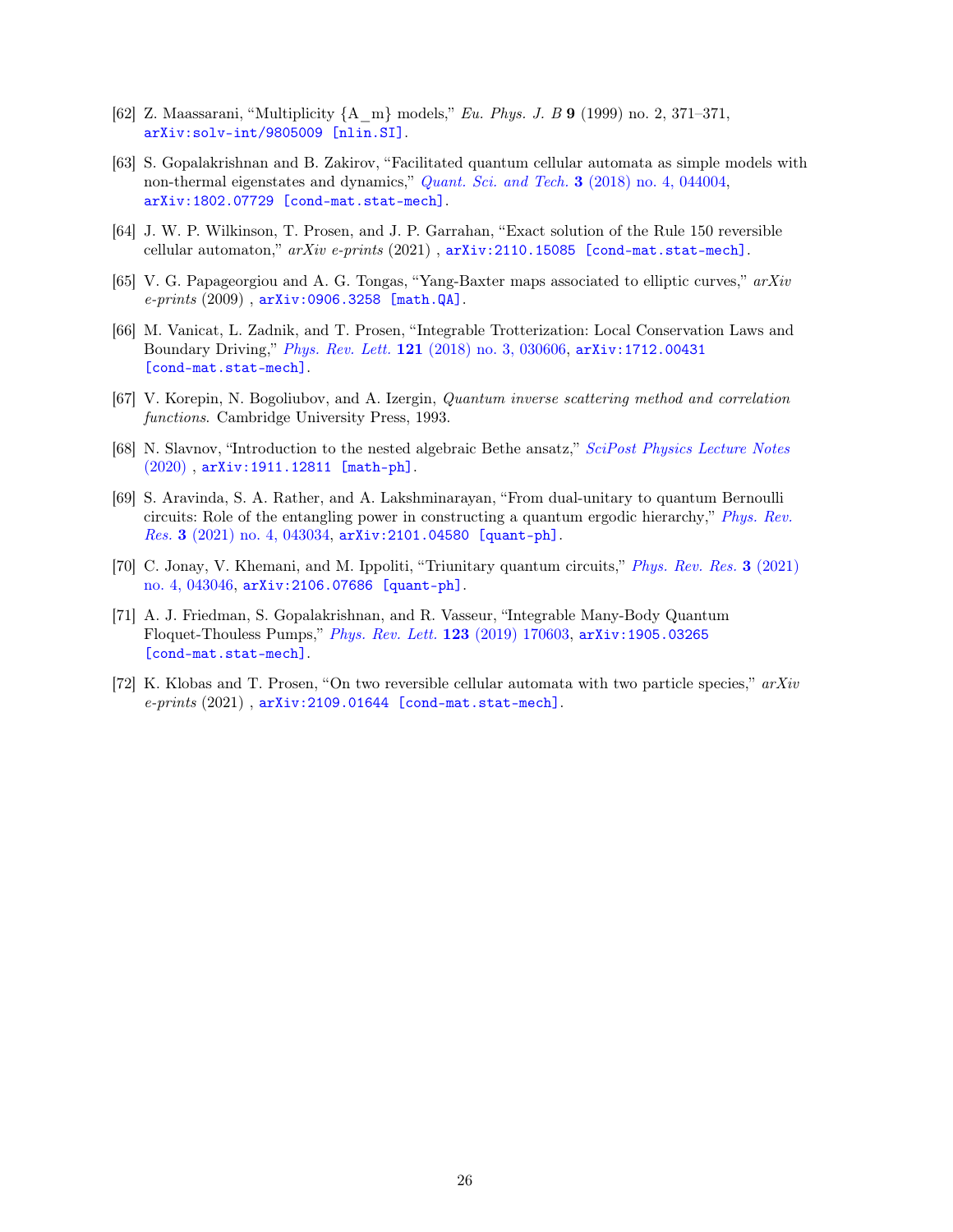[62] Z. Maassarani, "Multiplicity {A_m} models," *Eu. Phys. J. B* **9** (1999) no. 2, 371–371, arXiv:solv-int/9805009 [nlin.SI].

[63] S. Gopalakrishnan and B. Zakirov, "Facilitated quantum cellular automata as simple models with non-thermal eigenstates and dynamics," *Quant. Sci. and Tech.* **3** (2018) no. 4, 044004, arXiv:1802.07729 [cond-mat.stat-mech].

[64] J. W. P. Wilkinson, T. Prosen, and J. P. Garrahan, "Exact solution of the Rule 150 reversible cellular automaton," *arXiv e-prints* (2021) , arXiv:2110.15085 [cond-mat.stat-mech].

[65] V. G. Papageorgiou and A. G. Tongas, "Yang-Baxter maps associated to elliptic curves," *arXiv e-prints* (2009) , arXiv:0906.3258 [math.QA].

[66] M. Vanicat, L. Zadnik, and T. Prosen, "Integrable Trotterization: Local Conservation Laws and Boundary Driving," *Phys. Rev. Lett.* **121** (2018) no. 3, 030606, arXiv:1712.00431 [cond-mat.stat-mech].

[67] V. Korepin, N. Bogoliubov, and A. Izergin, *Quantum inverse scattering method and correlation functions*. Cambridge University Press, 1993.

[68] N. Slavnov, "Introduction to the nested algebraic Bethe ansatz," *SciPost Physics Lecture Notes* (2020) , arXiv:1911.12811 [math-ph].

[69] S. Aravinda, S. A. Rather, and A. Lakshminarayan, "From dual-unitary to quantum Bernoulli circuits: Role of the entangling power in constructing a quantum ergodic hierarchy," *Phys. Rev. Res.* **3** (2021) no. 4, 043034, arXiv:2101.04580 [quant-ph].

[70] C. Jonay, V. Khemani, and M. Ippoliti, "Triunitary quantum circuits," *Phys. Rev. Res.* **3** (2021) no. 4, 043046, arXiv:2106.07686 [quant-ph].

[71] A. J. Friedman, S. Gopalakrishnan, and R. Vasseur, "Integrable Many-Body Quantum Floquet-Thouless Pumps," *Phys. Rev. Lett.* **123** (2019) 170603, arXiv:1905.03265 [cond-mat.stat-mech].

[72] K. Klobas and T. Prosen, "On two reversible cellular automata with two particle species," *arXiv e-prints* (2021) , arXiv:2109.01644 [cond-mat.stat-mech].